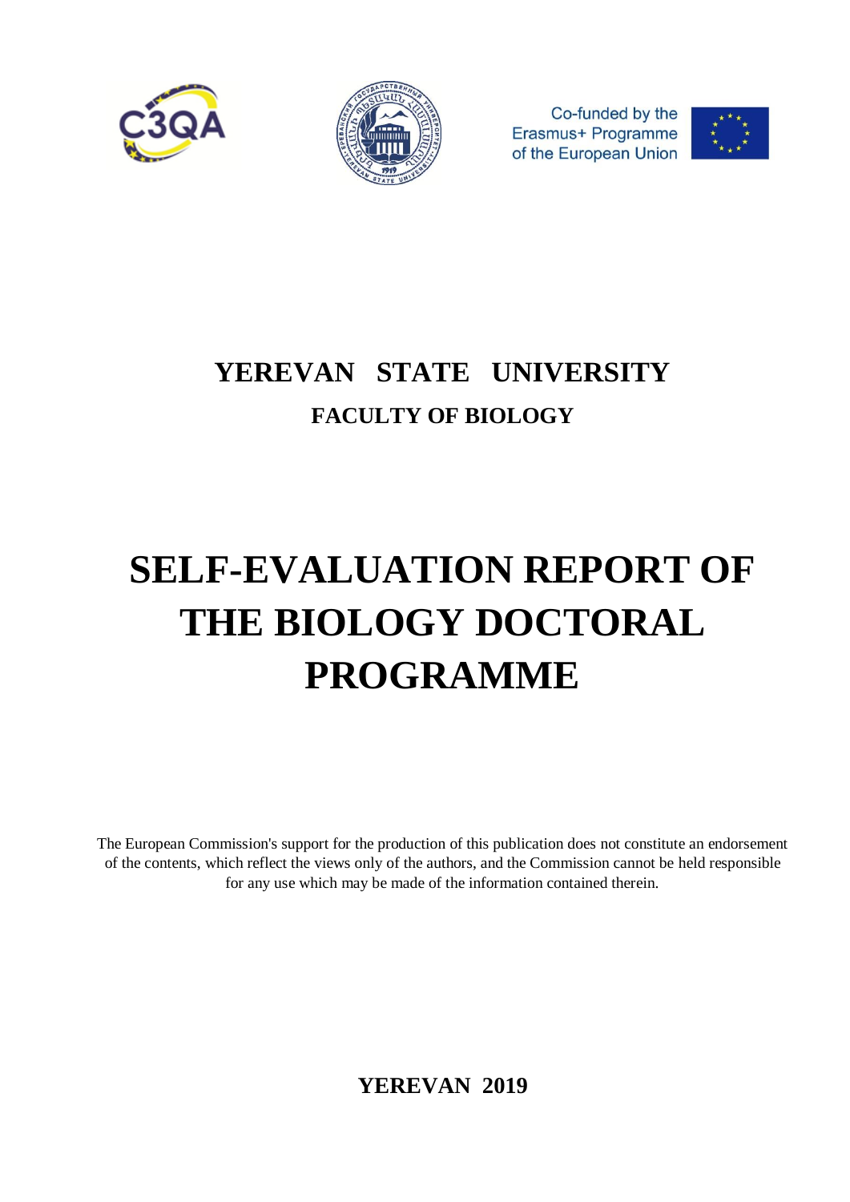Co-funded by the Erasmus+ Programme of the European Union

# YEREVAN STATE UNIVERSITY

## FACULTY OF BIOLOGY

# SELF-EVALUATION REPORT OF THE BIOLOGY DOCTORAL PROGRAMME

The European Commission's support for the production of this publication does not constitute an endorsement of the contents, which reflect the views only of the authors, and the Commission cannot be held responsible for any use which may be made of the information contained therein.

**YEREVAN 2019**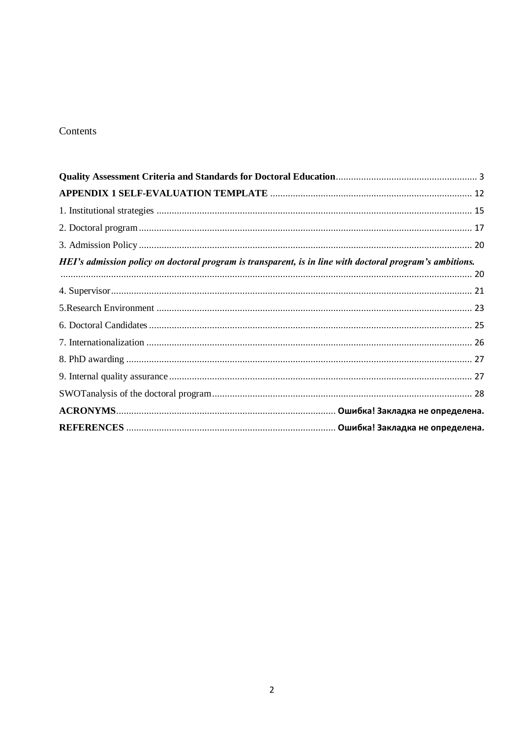Contents

**Quality Assessment Criteria and Standards for Doctoral Education** .......... 3

**APPENDIX 1 SELF-EVALUATION TEMPLATE** .......... 12

1. Institutional strategies .......... 15

2. Doctoral program .......... 17

3. Admission Policy .......... 20

***HEI's admission policy on doctoral program is transparent, is in line with doctoral program's ambitions.*** .......... 20

4. Supervisor .......... 21

5.Research Environment .......... 23

6. Doctoral Candidates .......... 25

7. Internationalization .......... 26

8. PhD awarding .......... 27

9. Internal quality assurance .......... 27

SWOTanalysis of the doctoral program .......... 28

**ACRONYMS** .......... **Ошибка! Закладка не определена.**

**REFERENCES** .......... **Ошибка! Закладка не определена.**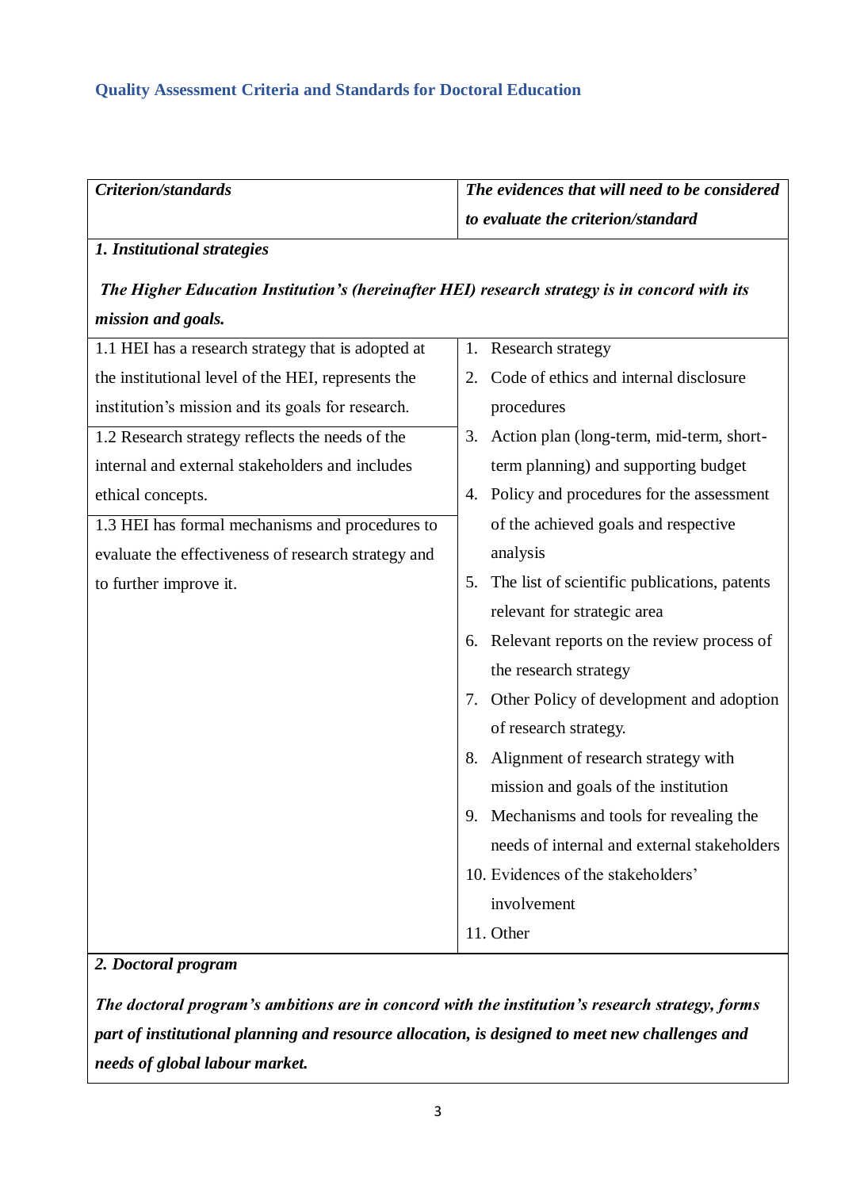## Quality Assessment Criteria and Standards for Doctoral Education

| *Criterion/standards* | *The evidences that will need to be considered to evaluate the criterion/standard* |
|---|---|
| ***1. Institutional strategies*** <br><br> ***The Higher Education Institution's (hereinafter HEI) research strategy is in concord with its mission and goals.*** | |
| 1.1 HEI has a research strategy that is adopted at the institutional level of the HEI, represents the institution's mission and its goals for research. <br><br> 1.2 Research strategy reflects the needs of the internal and external stakeholders and includes ethical concepts. <br><br> 1.3 HEI has formal mechanisms and procedures to evaluate the effectiveness of research strategy and to further improve it. | 1. Research strategy <br> 2. Code of ethics and internal disclosure procedures <br> 3. Action plan (long-term, mid-term, short-term planning) and supporting budget <br> 4. Policy and procedures for the assessment of the achieved goals and respective analysis <br> 5. The list of scientific publications, patents relevant for strategic area <br> 6. Relevant reports on the review process of the research strategy <br> 7. Other Policy of development and adoption of research strategy. <br> 8. Alignment of research strategy with mission and goals of the institution <br> 9. Mechanisms and tools for revealing the needs of internal and external stakeholders <br> 10. Evidences of the stakeholders' involvement <br> 11. Other |
| ***2. Doctoral program*** <br><br> ***The doctoral program's ambitions are in concord with the institution's research strategy, forms part of institutional planning and resource allocation, is designed to meet new challenges and needs of global labour market.*** | |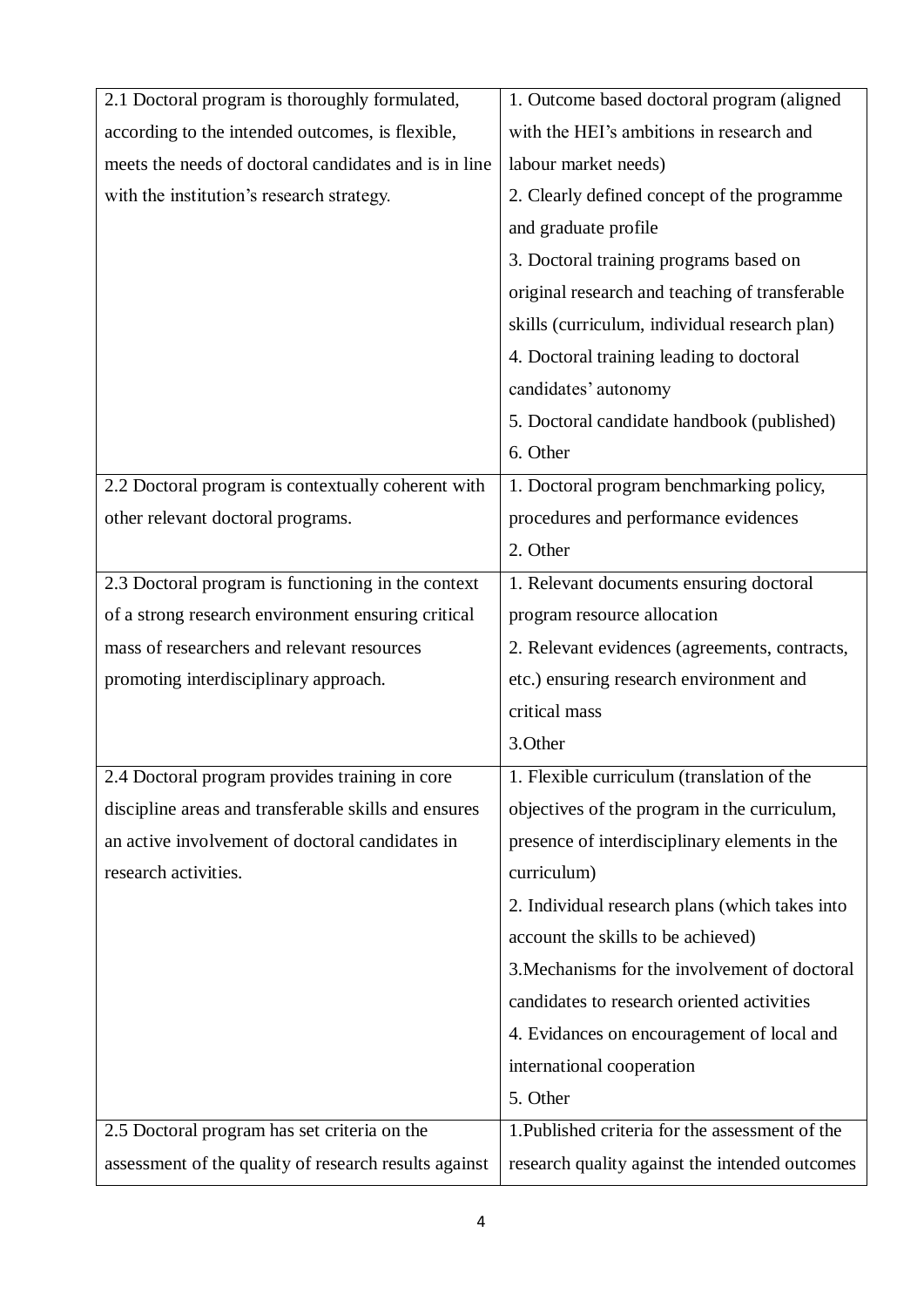| | |
|---|---|
| 2.1 Doctoral program is thoroughly formulated, according to the intended outcomes, is flexible, meets the needs of doctoral candidates and is in line with the institution's research strategy. | 1. Outcome based doctoral program (aligned with the HEI's ambitions in research and labour market needs)<br>2. Clearly defined concept of the programme and graduate profile<br>3. Doctoral training programs based on original research and teaching of transferable skills (curriculum, individual research plan)<br>4. Doctoral training leading to doctoral candidates' autonomy<br>5. Doctoral candidate handbook (published)<br>6. Other |
| 2.2 Doctoral program is contextually coherent with other relevant doctoral programs. | 1. Doctoral program benchmarking policy, procedures and performance evidences<br>2. Other |
| 2.3 Doctoral program is functioning in the context of a strong research environment ensuring critical mass of researchers and relevant resources promoting interdisciplinary approach. | 1. Relevant documents ensuring doctoral program resource allocation<br>2. Relevant evidences (agreements, contracts, etc.) ensuring research environment and critical mass<br>3.Other |
| 2.4 Doctoral program provides training in core discipline areas and transferable skills and ensures an active involvement of doctoral candidates in research activities. | 1. Flexible curriculum (translation of the objectives of the program in the curriculum, presence of interdisciplinary elements in the curriculum)<br>2. Individual research plans (which takes into account the skills to be achieved)<br>3.Mechanisms for the involvement of doctoral candidates to research oriented activities<br>4. Evidances on encouragement of local and international cooperation<br>5. Other |
| 2.5 Doctoral program has set criteria on the assessment of the quality of research results against | 1.Published criteria for the assessment of the research quality against the intended outcomes |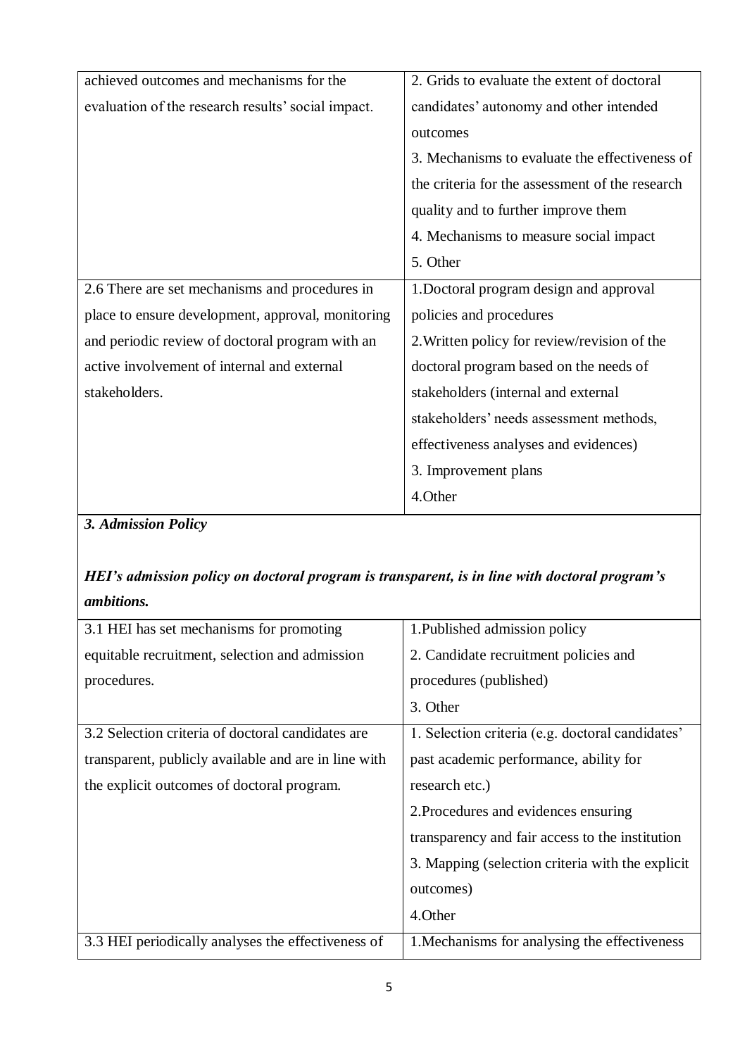| | |
|---|---|
| achieved outcomes and mechanisms for the evaluation of the research results' social impact. | 2. Grids to evaluate the extent of doctoral candidates' autonomy and other intended outcomes<br>3. Mechanisms to evaluate the effectiveness of the criteria for the assessment of the research quality and to further improve them<br>4. Mechanisms to measure social impact<br>5. Other |
| 2.6 There are set mechanisms and procedures in place to ensure development, approval, monitoring and periodic review of doctoral program with an active involvement of internal and external stakeholders. | 1.Doctoral program design and approval policies and procedures<br>2.Written policy for review/revision of the doctoral program based on the needs of stakeholders (internal and external stakeholders' needs assessment methods, effectiveness analyses and evidences)<br>3. Improvement plans<br>4.Other |

***3. Admission Policy***

***HEI's admission policy on doctoral program is transparent, is in line with doctoral program's ambitions.***

| | |
|---|---|
| 3.1 HEI has set mechanisms for promoting equitable recruitment, selection and admission procedures. | 1.Published admission policy<br>2. Candidate recruitment policies and procedures (published)<br>3. Other |
| 3.2 Selection criteria of doctoral candidates are transparent, publicly available and are in line with the explicit outcomes of doctoral program. | 1. Selection criteria (e.g. doctoral candidates' past academic performance, ability for research etc.)<br>2.Procedures and evidences ensuring transparency and fair access to the institution<br>3. Mapping (selection criteria with the explicit outcomes)<br>4.Other |
| 3.3 HEI periodically analyses the effectiveness of | 1.Mechanisms for analysing the effectiveness |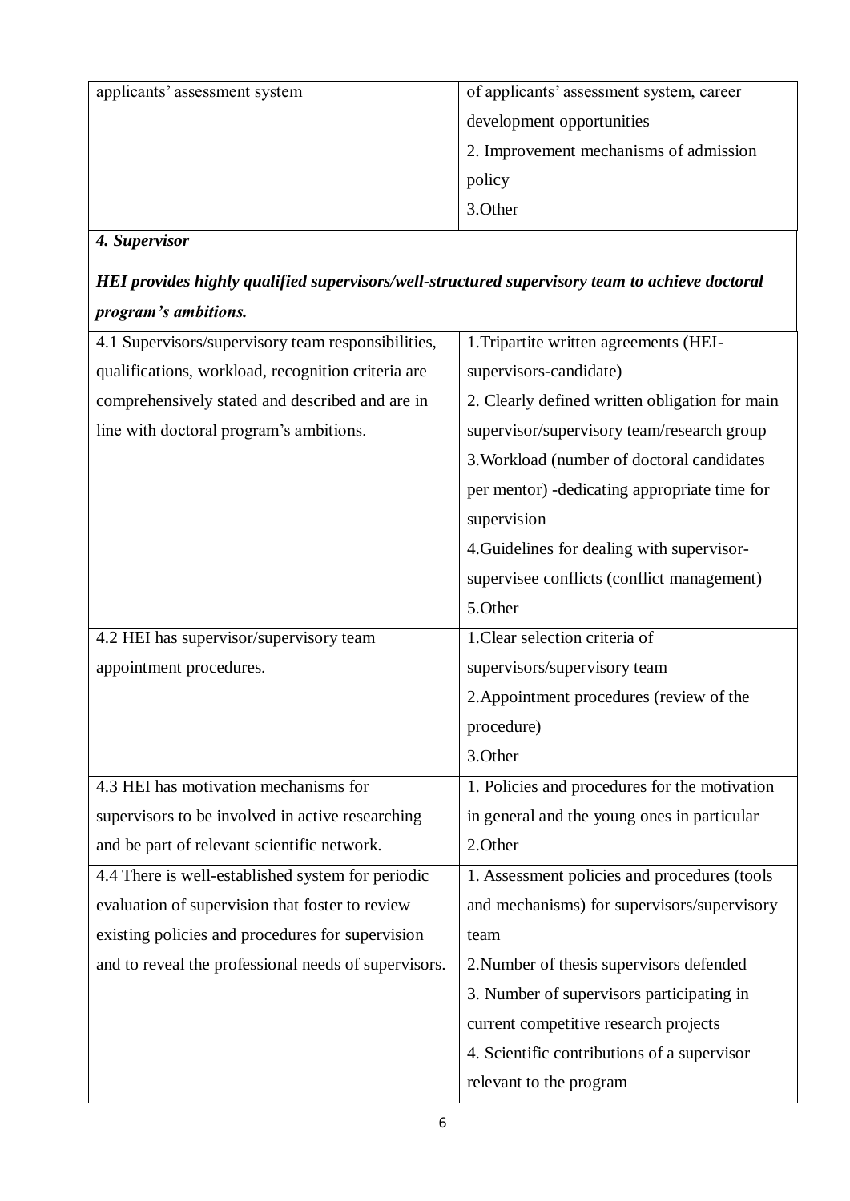| | |
|---|---|
| applicants' assessment system | of applicants' assessment system, career development opportunities<br>2. Improvement mechanisms of admission policy<br>3.Other |

***4. Supervisor***

***HEI provides highly qualified supervisors/well-structured supervisory team to achieve doctoral program's ambitions.***

| | |
|---|---|
| 4.1 Supervisors/supervisory team responsibilities, qualifications, workload, recognition criteria are comprehensively stated and described and are in line with doctoral program's ambitions. | 1.Tripartite written agreements (HEI-supervisors-candidate)<br>2. Clearly defined written obligation for main supervisor/supervisory team/research group<br>3.Workload (number of doctoral candidates per mentor) -dedicating appropriate time for supervision<br>4.Guidelines for dealing with supervisor-supervisee conflicts (conflict management)<br>5.Other |
| 4.2 HEI has supervisor/supervisory team appointment procedures. | 1.Clear selection criteria of supervisors/supervisory team<br>2.Appointment procedures (review of the procedure)<br>3.Other |
| 4.3 HEI has motivation mechanisms for supervisors to be involved in active researching and be part of relevant scientific network. | 1. Policies and procedures for the motivation in general and the young ones in particular<br>2.Other |
| 4.4 There is well-established system for periodic evaluation of supervision that foster to review existing policies and procedures for supervision and to reveal the professional needs of supervisors. | 1. Assessment policies and procedures (tools and mechanisms) for supervisors/supervisory team<br>2.Number of thesis supervisors defended<br>3. Number of supervisors participating in current competitive research projects<br>4. Scientific contributions of a supervisor relevant to the program |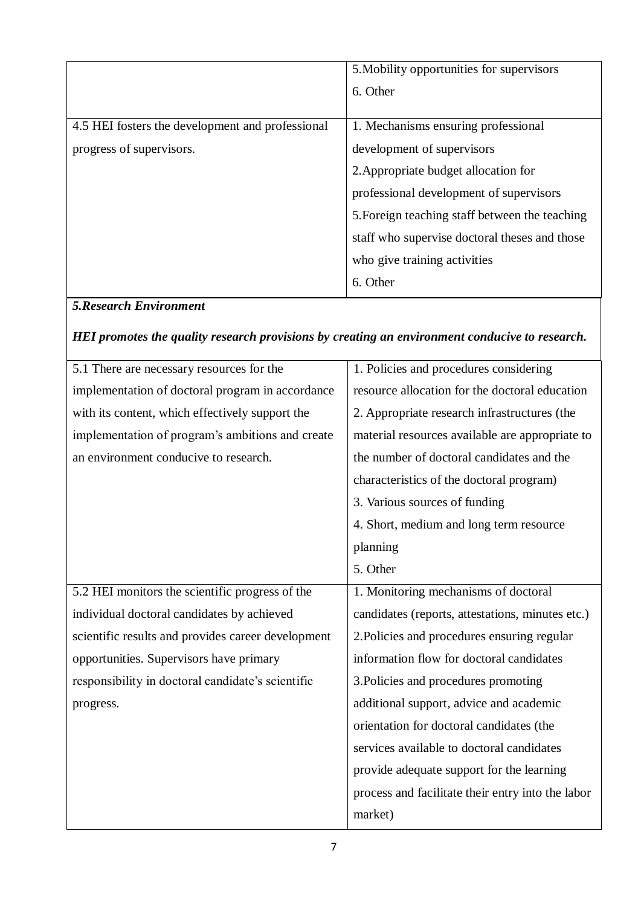| | |
|---|---|
| | 5.Mobility opportunities for supervisors<br>6. Other |
| 4.5 HEI fosters the development and professional progress of supervisors. | 1. Mechanisms ensuring professional development of supervisors<br>2.Appropriate budget allocation for professional development of supervisors<br>5.Foreign teaching staff between the teaching staff who supervise doctoral theses and those who give training activities<br>6. Other |

***5.Research Environment***

***HEI promotes the quality research provisions by creating an environment conducive to research.***

| | |
|---|---|
| 5.1 There are necessary resources for the implementation of doctoral program in accordance with its content, which effectively support the implementation of program's ambitions and create an environment conducive to research. | 1. Policies and procedures considering resource allocation for the doctoral education<br>2. Appropriate research infrastructures (the material resources available are appropriate to the number of doctoral candidates and the characteristics of the doctoral program)<br>3. Various sources of funding<br>4. Short, medium and long term resource planning<br>5. Other |
| 5.2 HEI monitors the scientific progress of the individual doctoral candidates by achieved scientific results and provides career development opportunities. Supervisors have primary responsibility in doctoral candidate's scientific progress. | 1. Monitoring mechanisms of doctoral candidates (reports, attestations, minutes etc.)<br>2.Policies and procedures ensuring regular information flow for doctoral candidates<br>3.Policies and procedures promoting additional support, advice and academic orientation for doctoral candidates (the services available to doctoral candidates provide adequate support for the learning process and facilitate their entry into the labor market) |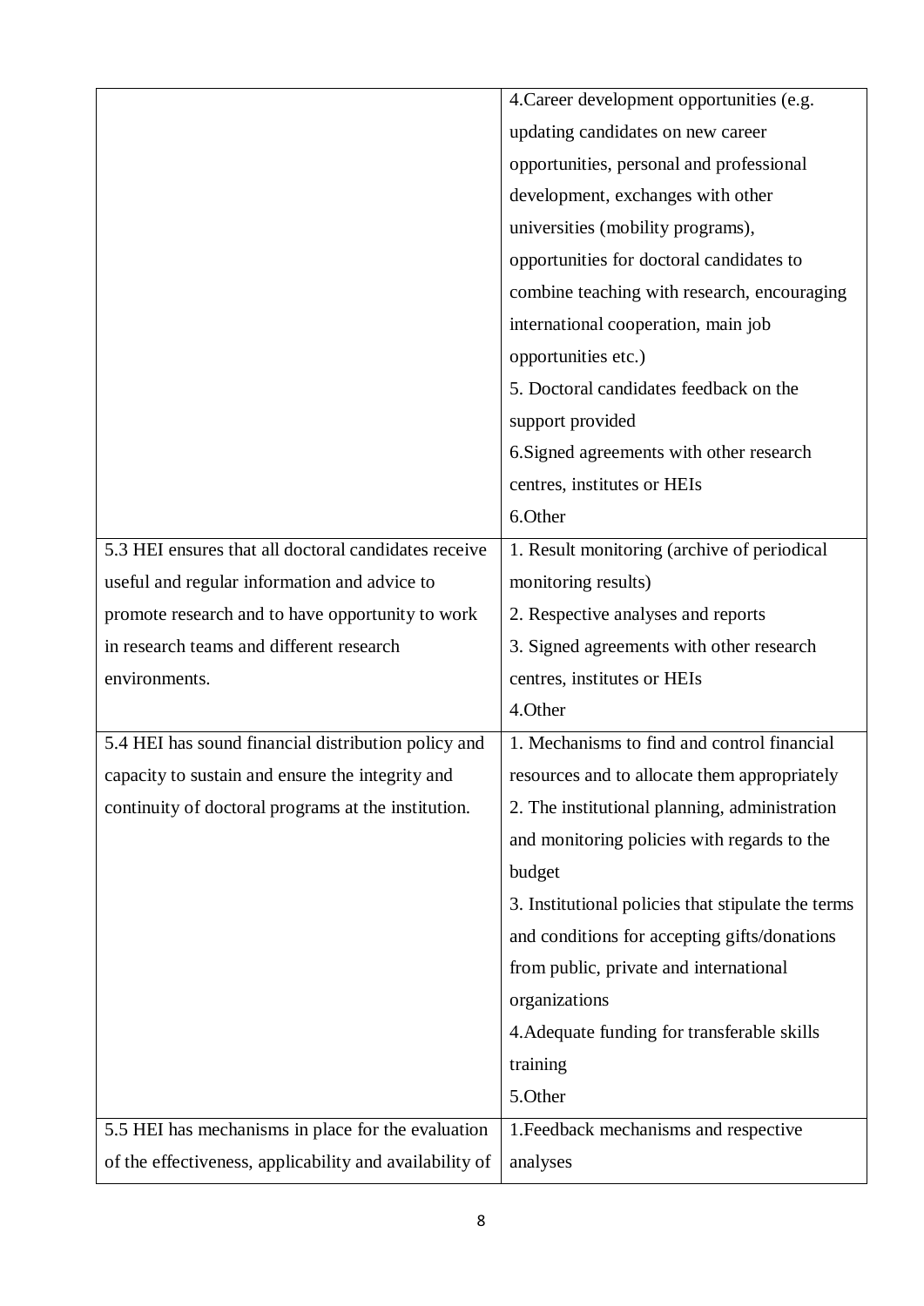| | |
|---|---|
| | 4.Career development opportunities (e.g. updating candidates on new career opportunities, personal and professional development, exchanges with other universities (mobility programs), opportunities for doctoral candidates to combine teaching with research, encouraging international cooperation, main job opportunities etc.)<br>5. Doctoral candidates feedback on the support provided<br>6.Signed agreements with other research centres, institutes or HEIs<br>6.Other |
| 5.3 HEI ensures that all doctoral candidates receive useful and regular information and advice to promote research and to have opportunity to work in research teams and different research environments. | 1. Result monitoring (archive of periodical monitoring results)<br>2. Respective analyses and reports<br>3. Signed agreements with other research centres, institutes or HEIs<br>4.Other |
| 5.4 HEI has sound financial distribution policy and capacity to sustain and ensure the integrity and continuity of doctoral programs at the institution. | 1. Mechanisms to find and control financial resources and to allocate them appropriately<br>2. The institutional planning, administration and monitoring policies with regards to the budget<br>3. Institutional policies that stipulate the terms and conditions for accepting gifts/donations from public, private and international organizations<br>4.Adequate funding for transferable skills training<br>5.Other |
| 5.5 HEI has mechanisms in place for the evaluation of the effectiveness, applicability and availability of | 1.Feedback mechanisms and respective analyses |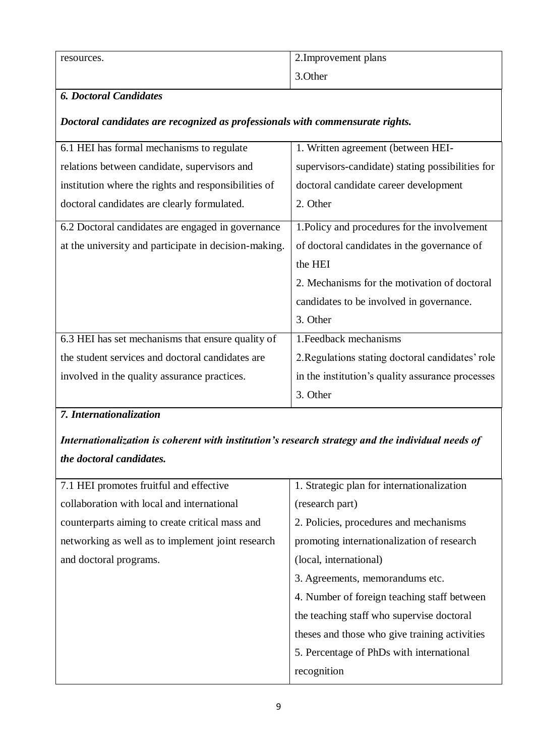| | |
|---|---|
| resources. | 2.Improvement plans<br>3.Other |

***6. Doctoral Candidates***

***Doctoral candidates are recognized as professionals with commensurate rights.***

| | |
|---|---|
| 6.1 HEI has formal mechanisms to regulate relations between candidate, supervisors and institution where the rights and responsibilities of doctoral candidates are clearly formulated. | 1. Written agreement (between HEI-supervisors-candidate) stating possibilities for doctoral candidate career development<br>2. Other |
| 6.2 Doctoral candidates are engaged in governance at the university and participate in decision-making. | 1.Policy and procedures for the involvement of doctoral candidates in the governance of the HEI<br>2. Mechanisms for the motivation of doctoral candidates to be involved in governance.<br>3. Other |
| 6.3 HEI has set mechanisms that ensure quality of the student services and doctoral candidates are involved in the quality assurance practices. | 1.Feedback mechanisms<br>2.Regulations stating doctoral candidates' role in the institution's quality assurance processes<br>3. Other |

***7. Internationalization***

***Internationalization is coherent with institution's research strategy and the individual needs of the doctoral candidates.***

| | |
|---|---|
| 7.1 HEI promotes fruitful and effective collaboration with local and international counterparts aiming to create critical mass and networking as well as to implement joint research and doctoral programs. | 1. Strategic plan for internationalization (research part)<br>2. Policies, procedures and mechanisms promoting internationalization of research (local, international)<br>3. Agreements, memorandums etc.<br>4. Number of foreign teaching staff between the teaching staff who supervise doctoral theses and those who give training activities<br>5. Percentage of PhDs with international recognition |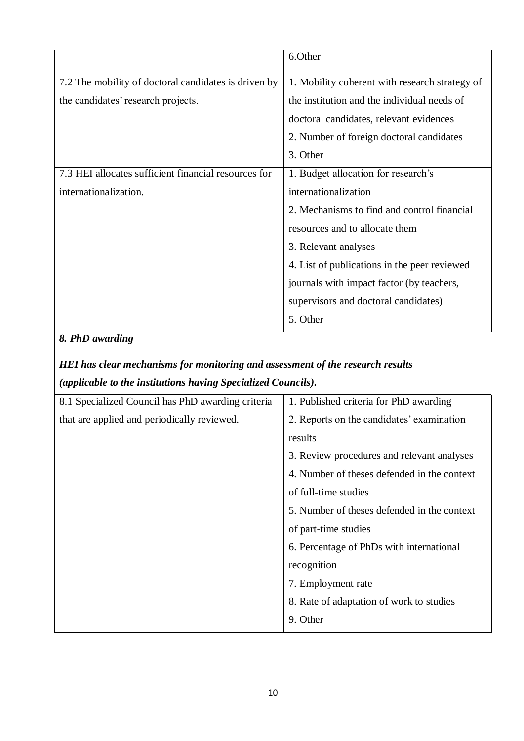| | |
|---|---|
| | 6.Other |
| 7.2 The mobility of doctoral candidates is driven by the candidates' research projects. | 1. Mobility coherent with research strategy of the institution and the individual needs of doctoral candidates, relevant evidences<br>2. Number of foreign doctoral candidates<br>3. Other |
| 7.3 HEI allocates sufficient financial resources for internationalization. | 1. Budget allocation for research's internationalization<br>2. Mechanisms to find and control financial resources and to allocate them<br>3. Relevant analyses<br>4. List of publications in the peer reviewed journals with impact factor (by teachers, supervisors and doctoral candidates)<br>5. Other |

***8. PhD awarding***

***HEI has clear mechanisms for monitoring and assessment of the research results (applicable to the institutions having Specialized Councils).***

| | |
|---|---|
| 8.1 Specialized Council has PhD awarding criteria that are applied and periodically reviewed. | 1. Published criteria for PhD awarding<br>2. Reports on the candidates' examination results<br>3. Review procedures and relevant analyses<br>4. Number of theses defended in the context of full-time studies<br>5. Number of theses defended in the context of part-time studies<br>6. Percentage of PhDs with international recognition<br>7. Employment rate<br>8. Rate of adaptation of work to studies<br>9. Other |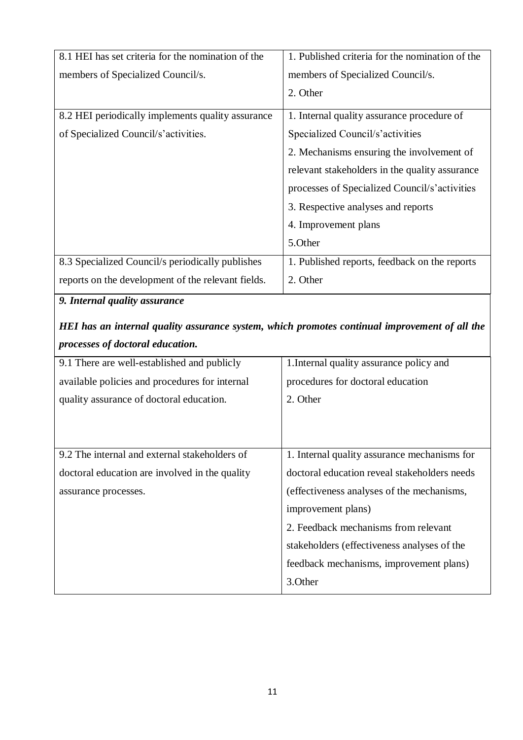| | |
|---|---|
| 8.1 HEI has set criteria for the nomination of the members of Specialized Council/s. | 1. Published criteria for the nomination of the members of Specialized Council/s.<br>2. Other |
| 8.2 HEI periodically implements quality assurance of Specialized Council/s'activities. | 1. Internal quality assurance procedure of Specialized Council/s'activities<br>2. Mechanisms ensuring the involvement of relevant stakeholders in the quality assurance processes of Specialized Council/s'activities<br>3. Respective analyses and reports<br>4. Improvement plans<br>5.Other |
| 8.3 Specialized Council/s periodically publishes reports on the development of the relevant fields. | 1. Published reports, feedback on the reports<br>2. Other |

***9. Internal quality assurance***

***HEI has an internal quality assurance system, which promotes continual improvement of all the processes of doctoral education.***

| | |
|---|---|
| 9.1 There are well-established and publicly available policies and procedures for internal quality assurance of doctoral education. | 1.Internal quality assurance policy and procedures for doctoral education<br>2. Other |
| 9.2 The internal and external stakeholders of doctoral education are involved in the quality assurance processes. | 1. Internal quality assurance mechanisms for doctoral education reveal stakeholders needs (effectiveness analyses of the mechanisms, improvement plans)<br>2. Feedback mechanisms from relevant stakeholders (effectiveness analyses of the feedback mechanisms, improvement plans)<br>3.Other |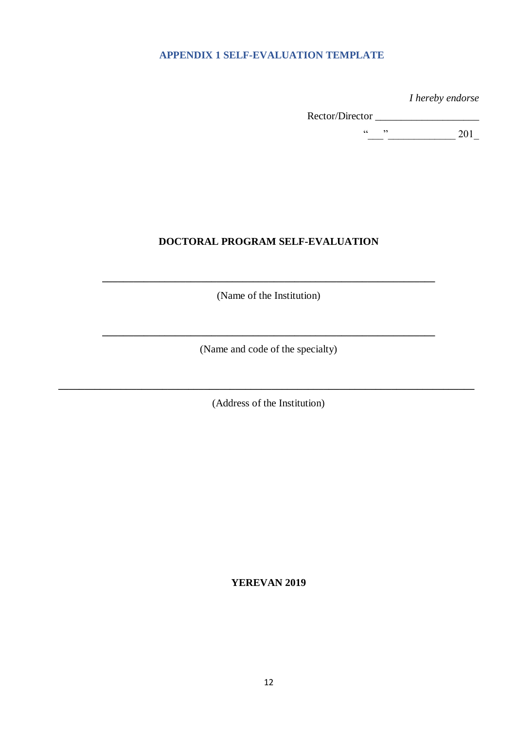## APPENDIX 1 SELF-EVALUATION TEMPLATE

*I hereby endorse*

Rector/Director ____________________

"___"_____________ 201_

**DOCTORAL PROGRAM SELF-EVALUATION**

_________________________________________________________________

(Name of the Institution)

_________________________________________________________________

(Name and code of the specialty)

_________________________________________________________________________________

(Address of the Institution)

**YEREVAN 2019**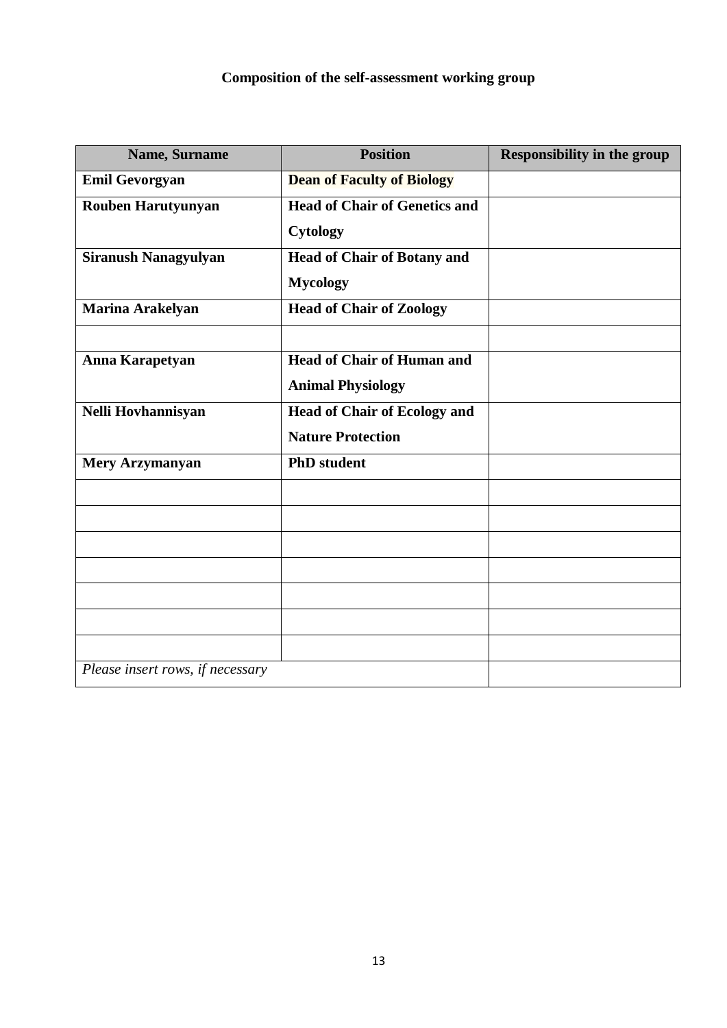**Composition of the self-assessment working group**

| Name, Surname | Position | Responsibility in the group |
|---|---|---|
| **Emil Gevorgyan** | **Dean of Faculty of Biology** | |
| **Rouben Harutyunyan** | **Head of Chair of Genetics and Cytology** | |
| **Siranush Nanagyulyan** | **Head of Chair of Botany and Mycology** | |
| **Marina Arakelyan** | **Head of Chair of Zoology** | |
| | | |
| **Anna Karapetyan** | **Head of Chair of Human and Animal Physiology** | |
| **Nelli Hovhannisyan** | **Head of Chair of Ecology and Nature Protection** | |
| **Mery Arzymanyan** | **PhD student** | |
| | | |
| | | |
| | | |
| | | |
| | | |
| | | |
| | | |
| *Please insert rows, if necessary* | | |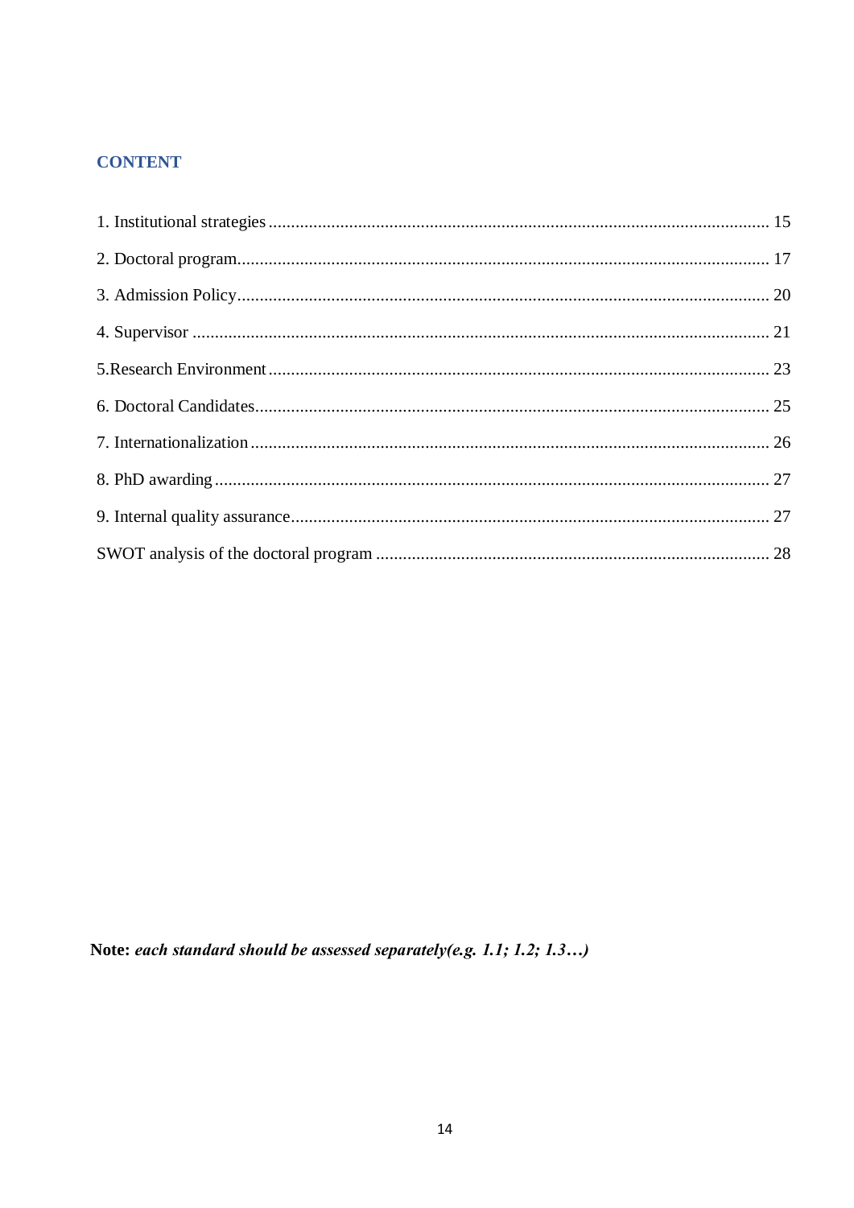## CONTENT

1. Institutional strategies ........ 15
2. Doctoral program........ 17
3. Admission Policy........ 20
4. Supervisor ........ 21

5.Research Environment ........ 23

6. Doctoral Candidates........ 25
7. Internationalization ........ 26
8. PhD awarding ........ 27
9. Internal quality assurance........ 27

SWOT analysis of the doctoral program ........ 28

**Note:** ***each standard should be assessed separately(e.g. 1.1; 1.2; 1.3…)***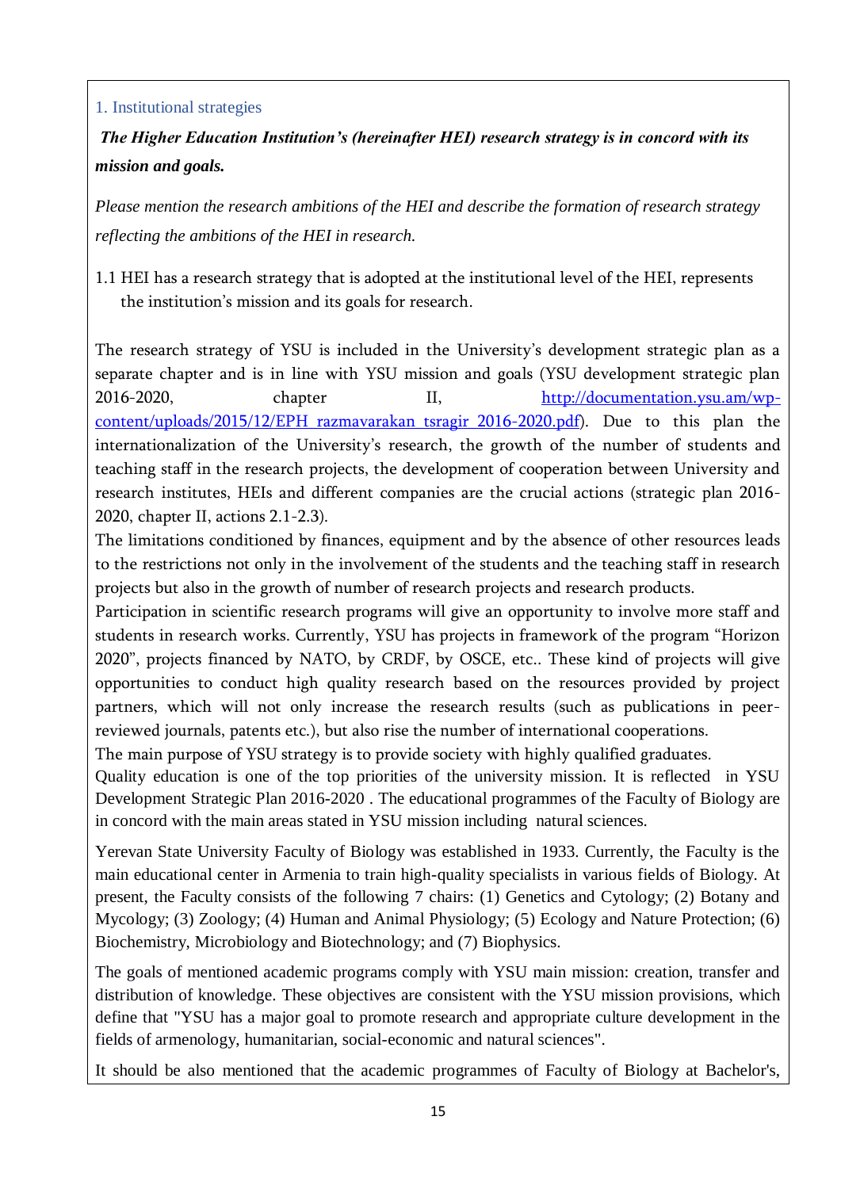## 1. Institutional strategies

***The Higher Education Institution's (hereinafter HEI) research strategy is in concord with its mission and goals.***

*Please mention the research ambitions of the HEI and describe the formation of research strategy reflecting the ambitions of the HEI in research.*

1.1 HEI has a research strategy that is adopted at the institutional level of the HEI, represents the institution's mission and its goals for research.

The research strategy of YSU is included in the University's development strategic plan as a separate chapter and is in line with YSU mission and goals (YSU development strategic plan 2016-2020, chapter II, http://documentation.ysu.am/wp-content/uploads/2015/12/EPH_razmavarakan_tsragir_2016-2020.pdf). Due to this plan the internationalization of the University's research, the growth of the number of students and teaching staff in the research projects, the development of cooperation between University and research institutes, HEIs and different companies are the crucial actions (strategic plan 2016-2020, chapter II, actions 2.1-2.3).

The limitations conditioned by finances, equipment and by the absence of other resources leads to the restrictions not only in the involvement of the students and the teaching staff in research projects but also in the growth of number of research projects and research products.

Participation in scientific research programs will give an opportunity to involve more staff and students in research works. Currently, YSU has projects in framework of the program "Horizon 2020", projects financed by NATO, by CRDF, by OSCE, etc.. These kind of projects will give opportunities to conduct high quality research based on the resources provided by project partners, which will not only increase the research results (such as publications in peer-reviewed journals, patents etc.), but also rise the number of international cooperations.

The main purpose of YSU strategy is to provide society with highly qualified graduates.

Quality education is one of the top priorities of the university mission. It is reflected in YSU Development Strategic Plan 2016-2020 . The educational programmes of the Faculty of Biology are in concord with the main areas stated in YSU mission including natural sciences.

Yerevan State University Faculty of Biology was established in 1933. Currently, the Faculty is the main educational center in Armenia to train high-quality specialists in various fields of Biology. At present, the Faculty consists of the following 7 chairs: (1) Genetics and Cytology; (2) Botany and Mycology; (3) Zoology; (4) Human and Animal Physiology; (5) Ecology and Nature Protection; (6) Biochemistry, Microbiology and Biotechnology; and (7) Biophysics.

The goals of mentioned academic programs comply with YSU main mission: creation, transfer and distribution of knowledge. These objectives are consistent with the YSU mission provisions, which define that "YSU has a major goal to promote research and appropriate culture development in the fields of armenology, humanitarian, social-economic and natural sciences".

It should be also mentioned that the academic programmes of Faculty of Biology at Bachelor's,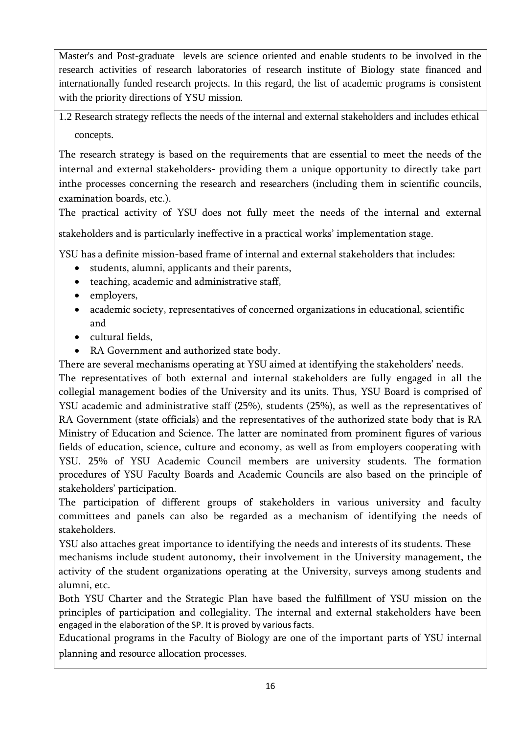Master's and Post-graduate levels are science oriented and enable students to be involved in the research activities of research laboratories of research institute of Biology state financed and internationally funded research projects. In this regard, the list of academic programs is consistent with the priority directions of YSU mission.

1.2 Research strategy reflects the needs of the internal and external stakeholders and includes ethical concepts.

The research strategy is based on the requirements that are essential to meet the needs of the internal and external stakeholders- providing them a unique opportunity to directly take part inthe processes concerning the research and researchers (including them in scientific councils, examination boards, etc.).

The practical activity of YSU does not fully meet the needs of the internal and external stakeholders and is particularly ineffective in a practical works' implementation stage.

YSU has a definite mission-based frame of internal and external stakeholders that includes:

- students, alumni, applicants and their parents,
- teaching, academic and administrative staff,
- employers,
- academic society, representatives of concerned organizations in educational, scientific and
- cultural fields,
- RA Government and authorized state body.

There are several mechanisms operating at YSU aimed at identifying the stakeholders' needs.

The representatives of both external and internal stakeholders are fully engaged in all the collegial management bodies of the University and its units. Thus, YSU Board is comprised of YSU academic and administrative staff (25%), students (25%), as well as the representatives of RA Government (state officials) and the representatives of the authorized state body that is RA Ministry of Education and Science. The latter are nominated from prominent figures of various fields of education, science, culture and economy, as well as from employers cooperating with YSU. 25% of YSU Academic Council members are university students. The formation procedures of YSU Faculty Boards and Academic Councils are also based on the principle of stakeholders' participation.

The participation of different groups of stakeholders in various university and faculty committees and panels can also be regarded as a mechanism of identifying the needs of stakeholders.

YSU also attaches great importance to identifying the needs and interests of its students. These mechanisms include student autonomy, their involvement in the University management, the activity of the student organizations operating at the University, surveys among students and alumni, etc.

Both YSU Charter and the Strategic Plan have based the fulfillment of YSU mission on the principles of participation and collegiality. The internal and external stakeholders have been engaged in the elaboration of the SP. It is proved by various facts.

Educational programs in the Faculty of Biology are one of the important parts of YSU internal planning and resource allocation processes.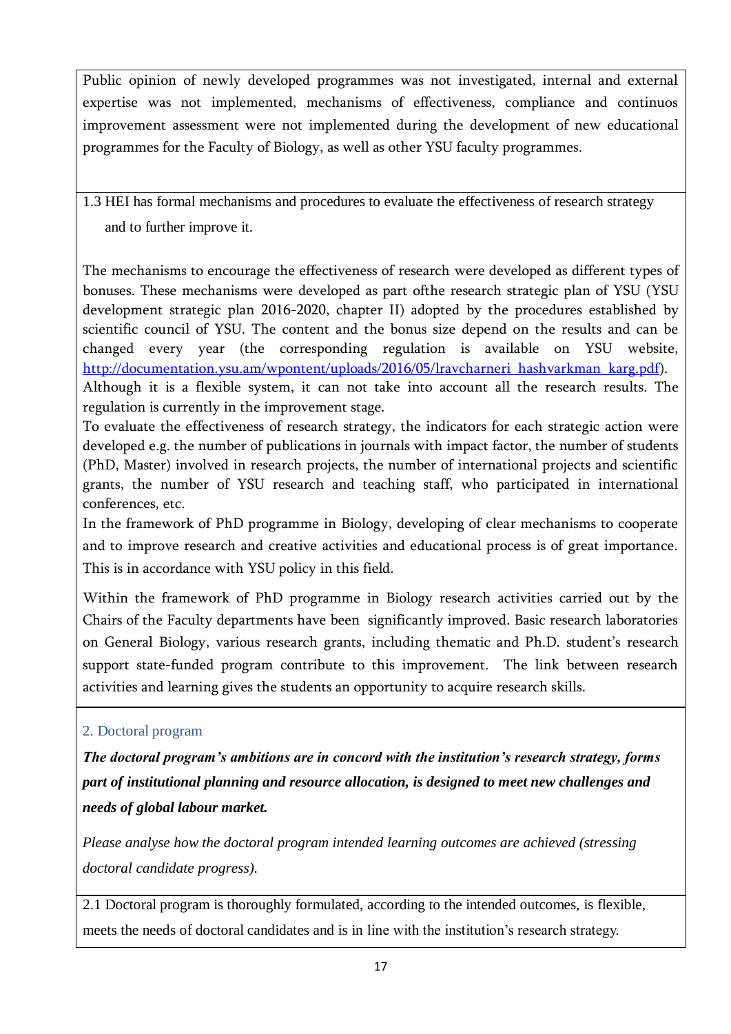Public opinion of newly developed programmes was not investigated, internal and external expertise was not implemented, mechanisms of effectiveness, compliance and continuos improvement assessment were not implemented during the development of new educational programmes for the Faculty of Biology, as well as other YSU faculty programmes.

1.3 HEI has formal mechanisms and procedures to evaluate the effectiveness of research strategy and to further improve it.

The mechanisms to encourage the effectiveness of research were developed as different types of bonuses. These mechanisms were developed as part ofthe research strategic plan of YSU (YSU development strategic plan 2016-2020, chapter II) adopted by the procedures established by scientific council of YSU. The content and the bonus size depend on the results and can be changed every year (the corresponding regulation is available on YSU website, [http://documentation.ysu.am/wpontent/uploads/2016/05/lravcharneri_hashvarkman_karg.pdf](http://documentation.ysu.am/wpontent/uploads/2016/05/lravcharneri_hashvarkman_karg.pdf)). Although it is a flexible system, it can not take into account all the research results. The regulation is currently in the improvement stage.

To evaluate the effectiveness of research strategy, the indicators for each strategic action were developed e.g. the number of publications in journals with impact factor, the number of students (PhD, Master) involved in research projects, the number of international projects and scientific grants, the number of YSU research and teaching staff, who participated in international conferences, etc.

In the framework of PhD programme in Biology, developing of clear mechanisms to cooperate and to improve research and creative activities and educational process is of great importance. This is in accordance with YSU policy in this field.

Within the framework of PhD programme in Biology research activities carried out by the Chairs of the Faculty departments have been significantly improved. Basic research laboratories on General Biology, various research grants, including thematic and Ph.D. student's research support state-funded program contribute to this improvement. The link between research activities and learning gives the students an opportunity to acquire research skills.

## 2. Doctoral program

***The doctoral program's ambitions are in concord with the institution's research strategy, forms part of institutional planning and resource allocation, is designed to meet new challenges and needs of global labour market.***

*Please analyse how the doctoral program intended learning outcomes are achieved (stressing doctoral candidate progress).*

2.1 Doctoral program is thoroughly formulated, according to the intended outcomes, is flexible, meets the needs of doctoral candidates and is in line with the institution's research strategy.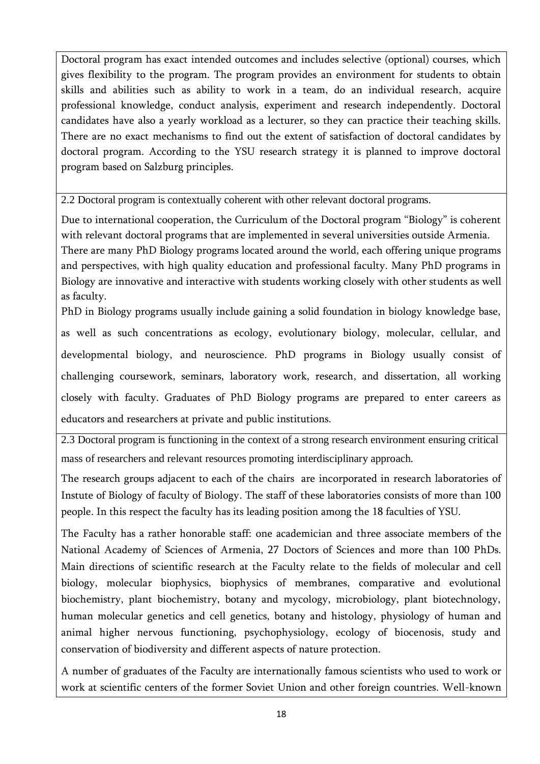Doctoral program has exact intended outcomes and includes selective (optional) courses, which gives flexibility to the program. The program provides an environment for students to obtain skills and abilities such as ability to work in a team, do an individual research, acquire professional knowledge, conduct analysis, experiment and research independently. Doctoral candidates have also a yearly workload as a lecturer, so they can practice their teaching skills. There are no exact mechanisms to find out the extent of satisfaction of doctoral candidates by doctoral program. According to the YSU research strategy it is planned to improve doctoral program based on Salzburg principles.

2.2 Doctoral program is contextually coherent with other relevant doctoral programs.

Due to international cooperation, the Curriculum of the Doctoral program "Biology" is coherent with relevant doctoral programs that are implemented in several universities outside Armenia. There are many PhD Biology programs located around the world, each offering unique programs and perspectives, with high quality education and professional faculty. Many PhD programs in Biology are innovative and interactive with students working closely with other students as well as faculty.

PhD in Biology programs usually include gaining a solid foundation in biology knowledge base, as well as such concentrations as ecology, evolutionary biology, molecular, cellular, and developmental biology, and neuroscience. PhD programs in Biology usually consist of challenging coursework, seminars, laboratory work, research, and dissertation, all working closely with faculty. Graduates of PhD Biology programs are prepared to enter careers as educators and researchers at private and public institutions.

2.3 Doctoral program is functioning in the context of a strong research environment ensuring critical mass of researchers and relevant resources promoting interdisciplinary approach.

The research groups adjacent to each of the chairs are incorporated in research laboratories of Instute of Biology of faculty of Biology. The staff of these laboratories consists of more than 100 people. In this respect the faculty has its leading position among the 18 faculties of YSU.

The Faculty has a rather honorable staff: one academician and three associate members of the National Academy of Sciences of Armenia, 27 Doctors of Sciences and more than 100 PhDs. Main directions of scientific research at the Faculty relate to the fields of molecular and cell biology, molecular biophysics, biophysics of membranes, comparative and evolutional biochemistry, plant biochemistry, botany and mycology, microbiology, plant biotechnology, human molecular genetics and cell genetics, botany and histology, physiology of human and animal higher nervous functioning, psychophysiology, ecology of biocenosis, study and conservation of biodiversity and different aspects of nature protection.

A number of graduates of the Faculty are internationally famous scientists who used to work or work at scientific centers of the former Soviet Union and other foreign countries. Well-known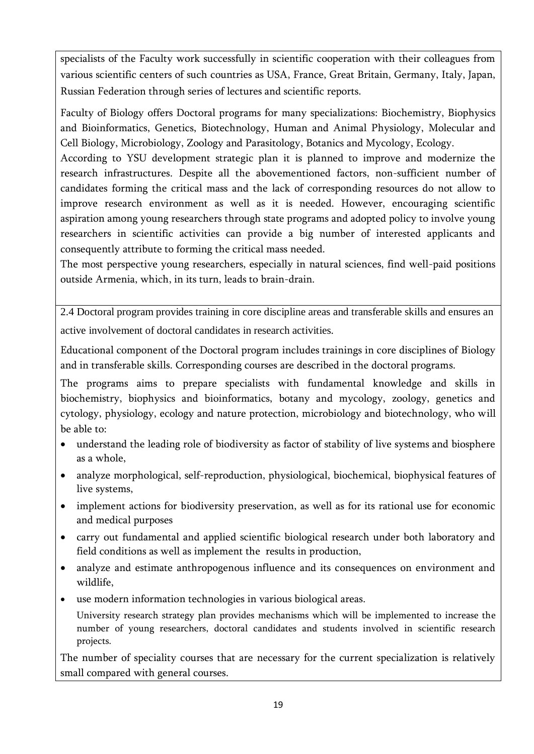specialists of the Faculty work successfully in scientific cooperation with their colleagues from various scientific centers of such countries as USA, France, Great Britain, Germany, Italy, Japan, Russian Federation through series of lectures and scientific reports.

Faculty of Biology offers Doctoral programs for many specializations: Biochemistry, Biophysics and Bioinformatics, Genetics, Biotechnology, Human and Animal Physiology, Molecular and Cell Biology, Microbiology, Zoology and Parasitology, Botanics and Mycology, Ecology.

According to YSU development strategic plan it is planned to improve and modernize the research infrastructures. Despite all the abovementioned factors, non-sufficient number of candidates forming the critical mass and the lack of corresponding resources do not allow to improve research environment as well as it is needed. However, encouraging scientific aspiration among young researchers through state programs and adopted policy to involve young researchers in scientific activities can provide a big number of interested applicants and consequently attribute to forming the critical mass needed.

The most perspective young researchers, especially in natural sciences, find well-paid positions outside Armenia, which, in its turn, leads to brain-drain.

2.4 Doctoral program provides training in core discipline areas and transferable skills and ensures an active involvement of doctoral candidates in research activities.

Educational component of the Doctoral program includes trainings in core disciplines of Biology and in transferable skills. Corresponding courses are described in the doctoral programs.

The programs aims to prepare specialists with fundamental knowledge and skills in biochemistry, biophysics and bioinformatics, botany and mycology, zoology, genetics and cytology, physiology, ecology and nature protection, microbiology and biotechnology, who will be able to:

- understand the leading role of biodiversity as factor of stability of live systems and biosphere as a whole,
- analyze morphological, self-reproduction, physiological, biochemical, biophysical features of live systems,
- implement actions for biodiversity preservation, as well as for its rational use for economic and medical purposes
- carry out fundamental and applied scientific biological research under both laboratory and field conditions as well as implement the results in production,
- analyze and estimate anthropogenous influence and its consequences on environment and wildlife,
- use modern information technologies in various biological areas.

University research strategy plan provides mechanisms which will be implemented to increase the number of young researchers, doctoral candidates and students involved in scientific research projects.

The number of speciality courses that are necessary for the current specialization is relatively small compared with general courses.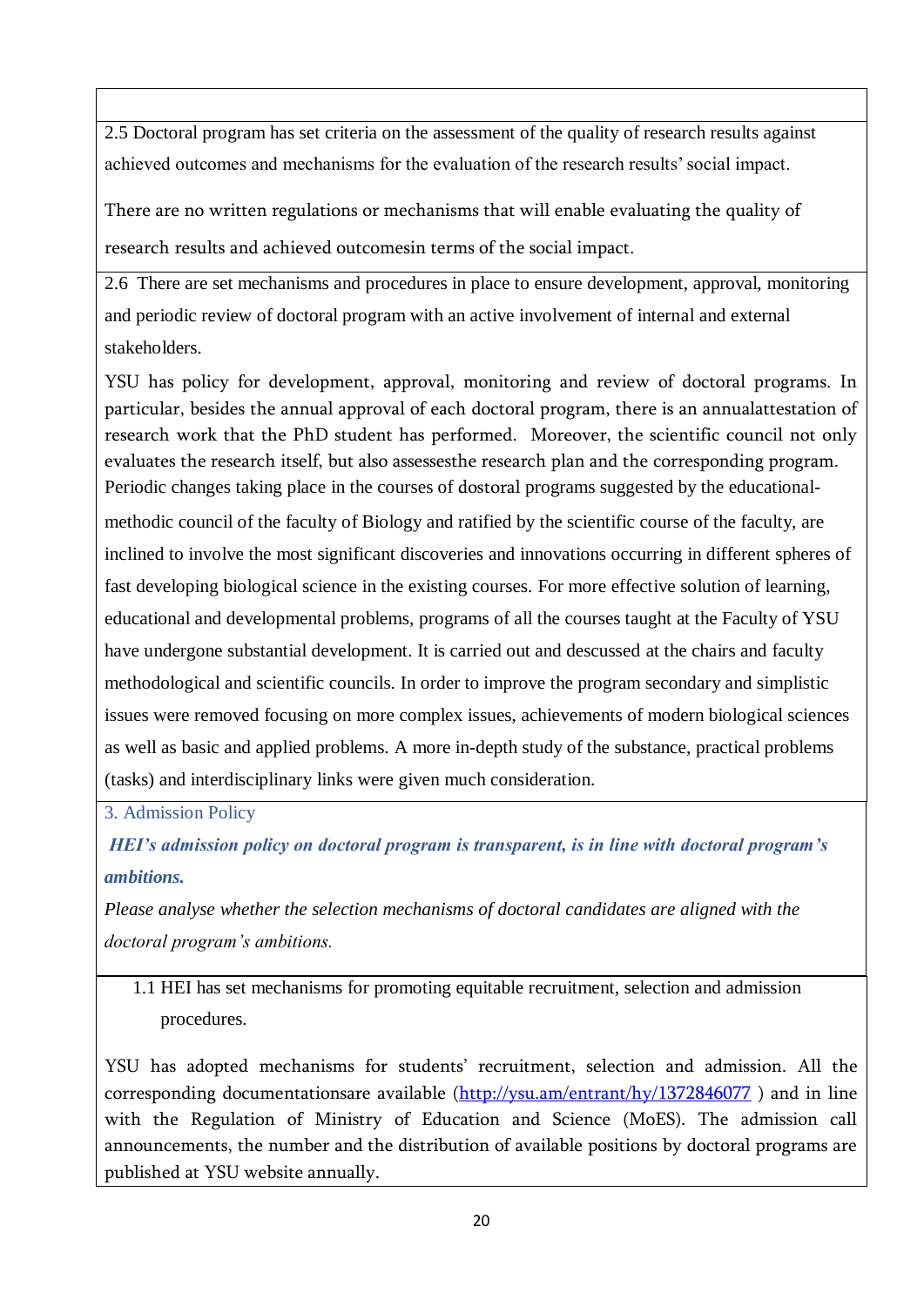2.5 Doctoral program has set criteria on the assessment of the quality of research results against achieved outcomes and mechanisms for the evaluation of the research results' social impact.

There are no written regulations or mechanisms that will enable evaluating the quality of research results and achieved outcomesin terms of the social impact.

2.6 There are set mechanisms and procedures in place to ensure development, approval, monitoring and periodic review of doctoral program with an active involvement of internal and external stakeholders.

YSU has policy for development, approval, monitoring and review of doctoral programs. In particular, besides the annual approval of each doctoral program, there is an annualattestation of research work that the PhD student has performed. Moreover, the scientific council not only evaluates the research itself, but also assessesthe research plan and the corresponding program. Periodic changes taking place in the courses of dostoral programs suggested by the educational-methodic council of the faculty of Biology and ratified by the scientific course of the faculty, are inclined to involve the most significant discoveries and innovations occurring in different spheres of fast developing biological science in the existing courses. For more effective solution of learning, educational and developmental problems, programs of all the courses taught at the Faculty of YSU have undergone substantial development. It is carried out and descussed at the chairs and faculty methodological and scientific councils. In order to improve the program secondary and simplistic issues were removed focusing on more complex issues, achievements of modern biological sciences as well as basic and applied problems. A more in-depth study of the substance, practical problems (tasks) and interdisciplinary links were given much consideration.

## 3. Admission Policy

***HEI's admission policy on doctoral program is transparent, is in line with doctoral program's ambitions.***

*Please analyse whether the selection mechanisms of doctoral candidates are aligned with the doctoral program's ambitions.*

1.1 HEI has set mechanisms for promoting equitable recruitment, selection and admission procedures.

YSU has adopted mechanisms for students' recruitment, selection and admission. All the corresponding documentationsare available (http://ysu.am/entrant/hy/1372846077 ) and in line with the Regulation of Ministry of Education and Science (MoES). The admission call announcements, the number and the distribution of available positions by doctoral programs are published at YSU website annually.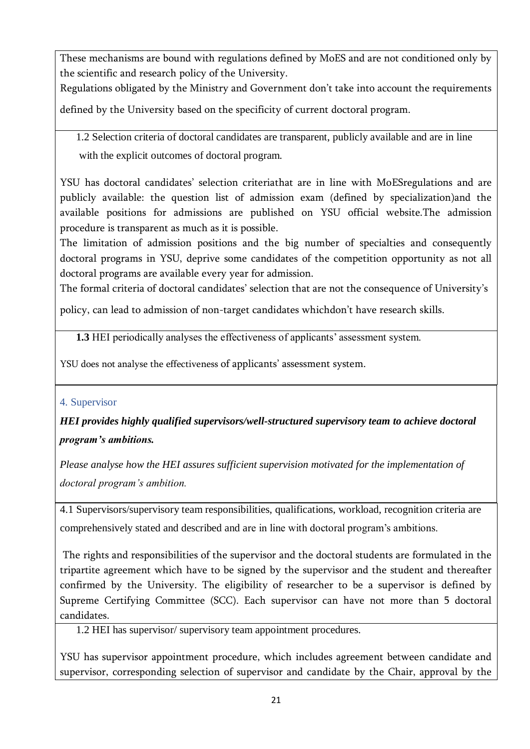These mechanisms are bound with regulations defined by MoES and are not conditioned only by the scientific and research policy of the University.

Regulations obligated by the Ministry and Government don't take into account the requirements defined by the University based on the specificity of current doctoral program.

1.2 Selection criteria of doctoral candidates are transparent, publicly available and are in line with the explicit outcomes of doctoral program.

YSU has doctoral candidates' selection criteriathat are in line with MoESregulations and are publicly available: the question list of admission exam (defined by specialization)and the available positions for admissions are published on YSU official website.The admission procedure is transparent as much as it is possible.

The limitation of admission positions and the big number of specialties and consequently doctoral programs in YSU, deprive some candidates of the competition opportunity as not all doctoral programs are available every year for admission.

The formal criteria of doctoral candidates' selection that are not the consequence of University's policy, can lead to admission of non-target candidates whichdon't have research skills.

**1.3** HEI periodically analyses the effectiveness of applicants' assessment system.

YSU does not analyse the effectiveness of applicants' assessment system.

## 4. Supervisor

***HEI provides highly qualified supervisors/well-structured supervisory team to achieve doctoral program's ambitions.***

*Please analyse how the HEI assures sufficient supervision motivated for the implementation of doctoral program's ambition.*

4.1 Supervisors/supervisory team responsibilities, qualifications, workload, recognition criteria are comprehensively stated and described and are in line with doctoral program's ambitions.

The rights and responsibilities of the supervisor and the doctoral students are formulated in the tripartite agreement which have to be signed by the supervisor and the student and thereafter confirmed by the University. The eligibility of researcher to be a supervisor is defined by Supreme Certifying Committee (SCC). Each supervisor can have not more than 5 doctoral candidates.

1.2 HEI has supervisor/ supervisory team appointment procedures.

YSU has supervisor appointment procedure, which includes agreement between candidate and supervisor, corresponding selection of supervisor and candidate by the Chair, approval by the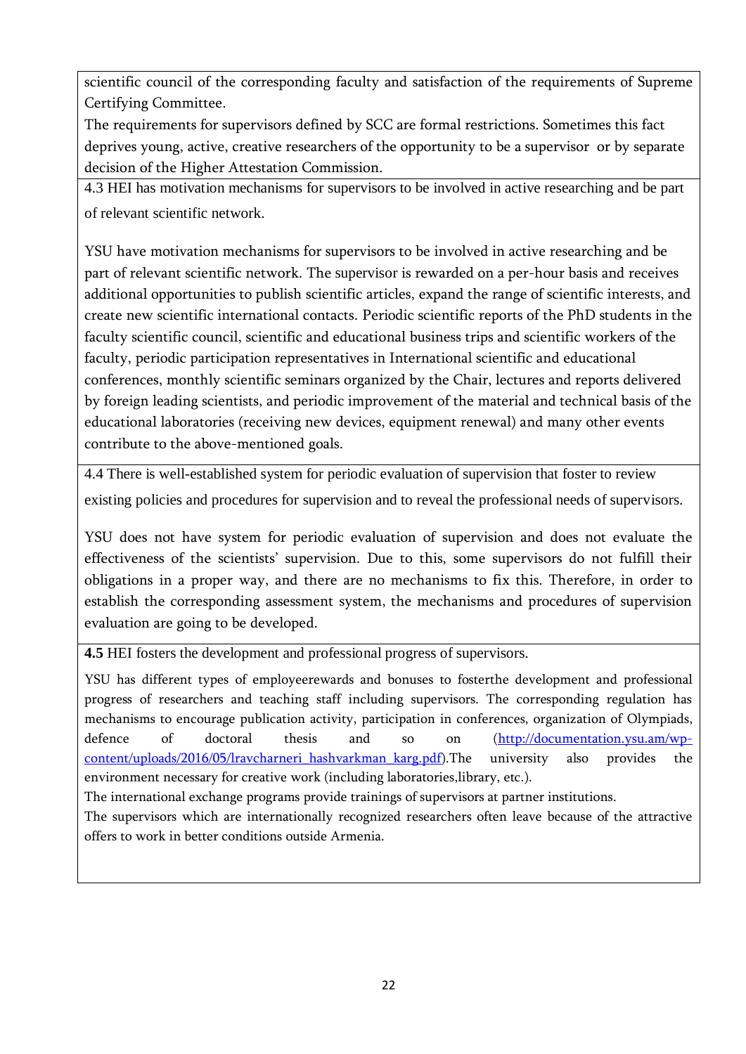scientific council of the corresponding faculty and satisfaction of the requirements of Supreme Certifying Committee.

The requirements for supervisors defined by SCC are formal restrictions. Sometimes this fact deprives young, active, creative researchers of the opportunity to be a supervisor or by separate decision of the Higher Attestation Commission.

4.3 HEI has motivation mechanisms for supervisors to be involved in active researching and be part of relevant scientific network.

YSU have motivation mechanisms for supervisors to be involved in active researching and be part of relevant scientific network. The supervisor is rewarded on a per-hour basis and receives additional opportunities to publish scientific articles, expand the range of scientific interests, and create new scientific international contacts. Periodic scientific reports of the PhD students in the faculty scientific council, scientific and educational business trips and scientific workers of the faculty, periodic participation representatives in International scientific and educational conferences, monthly scientific seminars organized by the Chair, lectures and reports delivered by foreign leading scientists, and periodic improvement of the material and technical basis of the educational laboratories (receiving new devices, equipment renewal) and many other events contribute to the above-mentioned goals.

4.4 There is well-established system for periodic evaluation of supervision that foster to review existing policies and procedures for supervision and to reveal the professional needs of supervisors.

YSU does not have system for periodic evaluation of supervision and does not evaluate the effectiveness of the scientists' supervision. Due to this, some supervisors do not fulfill their obligations in a proper way, and there are no mechanisms to fix this. Therefore, in order to establish the corresponding assessment system, the mechanisms and procedures of supervision evaluation are going to be developed.

**4.5** HEI fosters the development and professional progress of supervisors.

YSU has different types of employeerewards and bonuses to fosterthe development and professional progress of researchers and teaching staff including supervisors. The corresponding regulation has mechanisms to encourage publication activity, participation in conferences, organization of Olympiads, defence of doctoral thesis and so on (http://documentation.ysu.am/wp-content/uploads/2016/05/lravcharneri_hashvarkman_karg.pdf).The university also provides the environment necessary for creative work (including laboratories,library, etc.).

The international exchange programs provide trainings of supervisors at partner institutions.

The supervisors which are internationally recognized researchers often leave because of the attractive offers to work in better conditions outside Armenia.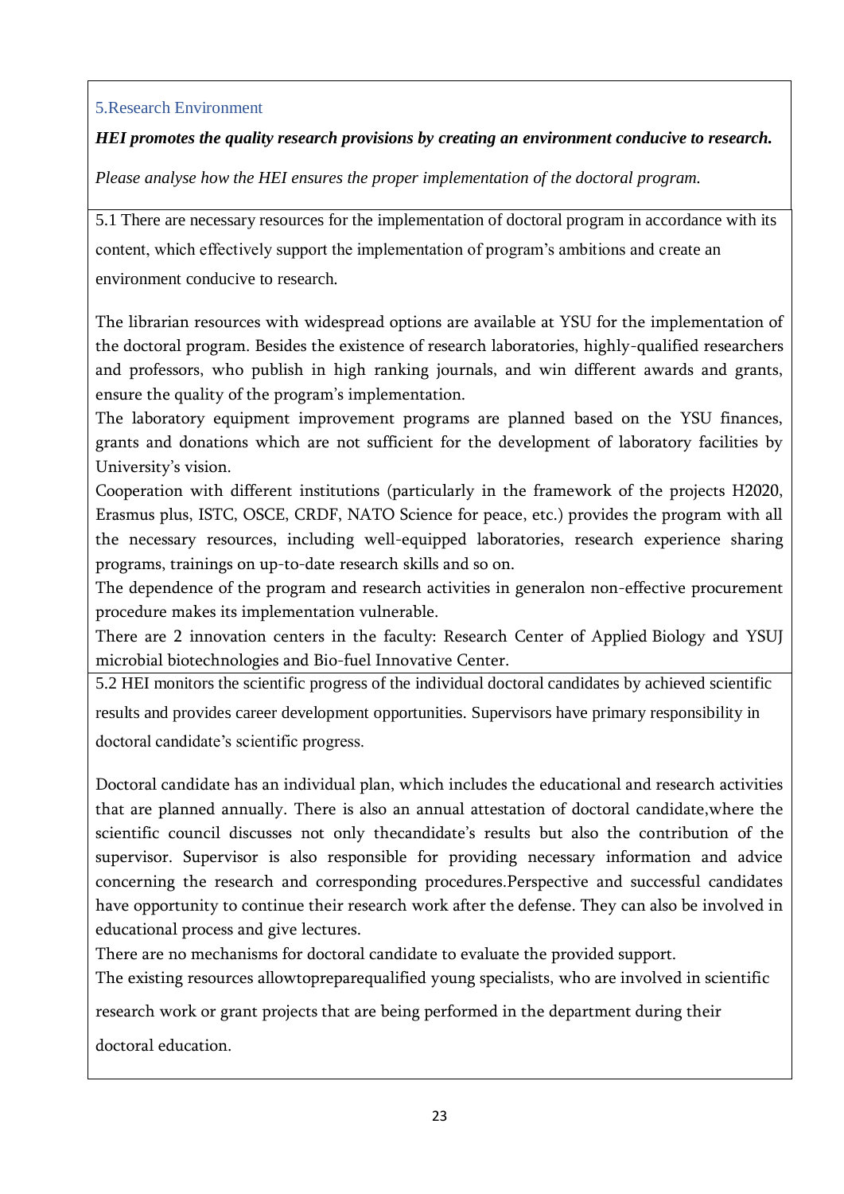## 5.Research Environment

***HEI promotes the quality research provisions by creating an environment conducive to research.***

*Please analyse how the HEI ensures the proper implementation of the doctoral program.*

5.1 There are necessary resources for the implementation of doctoral program in accordance with its content, which effectively support the implementation of program's ambitions and create an environment conducive to research.

The librarian resources with widespread options are available at YSU for the implementation of the doctoral program. Besides the existence of research laboratories, highly-qualified researchers and professors, who publish in high ranking journals, and win different awards and grants, ensure the quality of the program's implementation.

The laboratory equipment improvement programs are planned based on the YSU finances, grants and donations which are not sufficient for the development of laboratory facilities by University's vision.

Cooperation with different institutions (particularly in the framework of the projects H2020, Erasmus plus, ISTC, OSCE, CRDF, NATO Science for peace, etc.) provides the program with all the necessary resources, including well-equipped laboratories, research experience sharing programs, trainings on up-to-date research skills and so on.

The dependence of the program and research activities in generalon non-effective procurement procedure makes its implementation vulnerable.

There are 2 innovation centers in the faculty: Research Center of Applied Biology and YSUJ microbial biotechnologies and Bio-fuel Innovative Center.

5.2 HEI monitors the scientific progress of the individual doctoral candidates by achieved scientific results and provides career development opportunities. Supervisors have primary responsibility in doctoral candidate's scientific progress.

Doctoral candidate has an individual plan, which includes the educational and research activities that are planned annually. There is also an annual attestation of doctoral candidate,where the scientific council discusses not only thecandidate's results but also the contribution of the supervisor. Supervisor is also responsible for providing necessary information and advice concerning the research and corresponding procedures.Perspective and successful candidates have opportunity to continue their research work after the defense. They can also be involved in educational process and give lectures.

There are no mechanisms for doctoral candidate to evaluate the provided support.

The existing resources allowtopreparequalified young specialists, who are involved in scientific research work or grant projects that are being performed in the department during their doctoral education.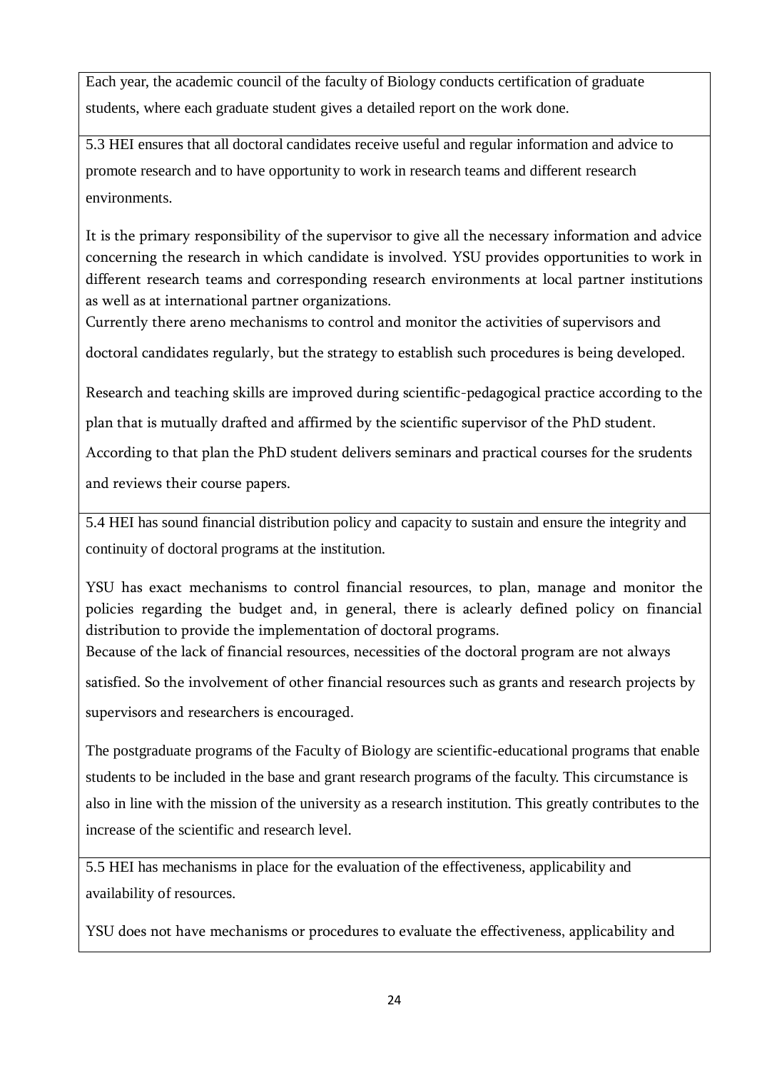Each year, the academic council of the faculty of Biology conducts certification of graduate students, where each graduate student gives a detailed report on the work done.

5.3 HEI ensures that all doctoral candidates receive useful and regular information and advice to promote research and to have opportunity to work in research teams and different research environments.

It is the primary responsibility of the supervisor to give all the necessary information and advice concerning the research in which candidate is involved. YSU provides opportunities to work in different research teams and corresponding research environments at local partner institutions as well as at international partner organizations.
Currently there areno mechanisms to control and monitor the activities of supervisors and doctoral candidates regularly, but the strategy to establish such procedures is being developed.

Research and teaching skills are improved during scientific-pedagogical practice according to the plan that is mutually drafted and affirmed by the scientific supervisor of the PhD student. According to that plan the PhD student delivers seminars and practical courses for the srudents and reviews their course papers.

5.4 HEI has sound financial distribution policy and capacity to sustain and ensure the integrity and continuity of doctoral programs at the institution.

YSU has exact mechanisms to control financial resources, to plan, manage and monitor the policies regarding the budget and, in general, there is aclearly defined policy on financial distribution to provide the implementation of doctoral programs.
Because of the lack of financial resources, necessities of the doctoral program are not always satisfied. So the involvement of other financial resources such as grants and research projects by supervisors and researchers is encouraged.

The postgraduate programs of the Faculty of Biology are scientific-educational programs that enable students to be included in the base and grant research programs of the faculty. This circumstance is also in line with the mission of the university as a research institution. This greatly contributes to the increase of the scientific and research level.

5.5 HEI has mechanisms in place for the evaluation of the effectiveness, applicability and availability of resources.

YSU does not have mechanisms or procedures to evaluate the effectiveness, applicability and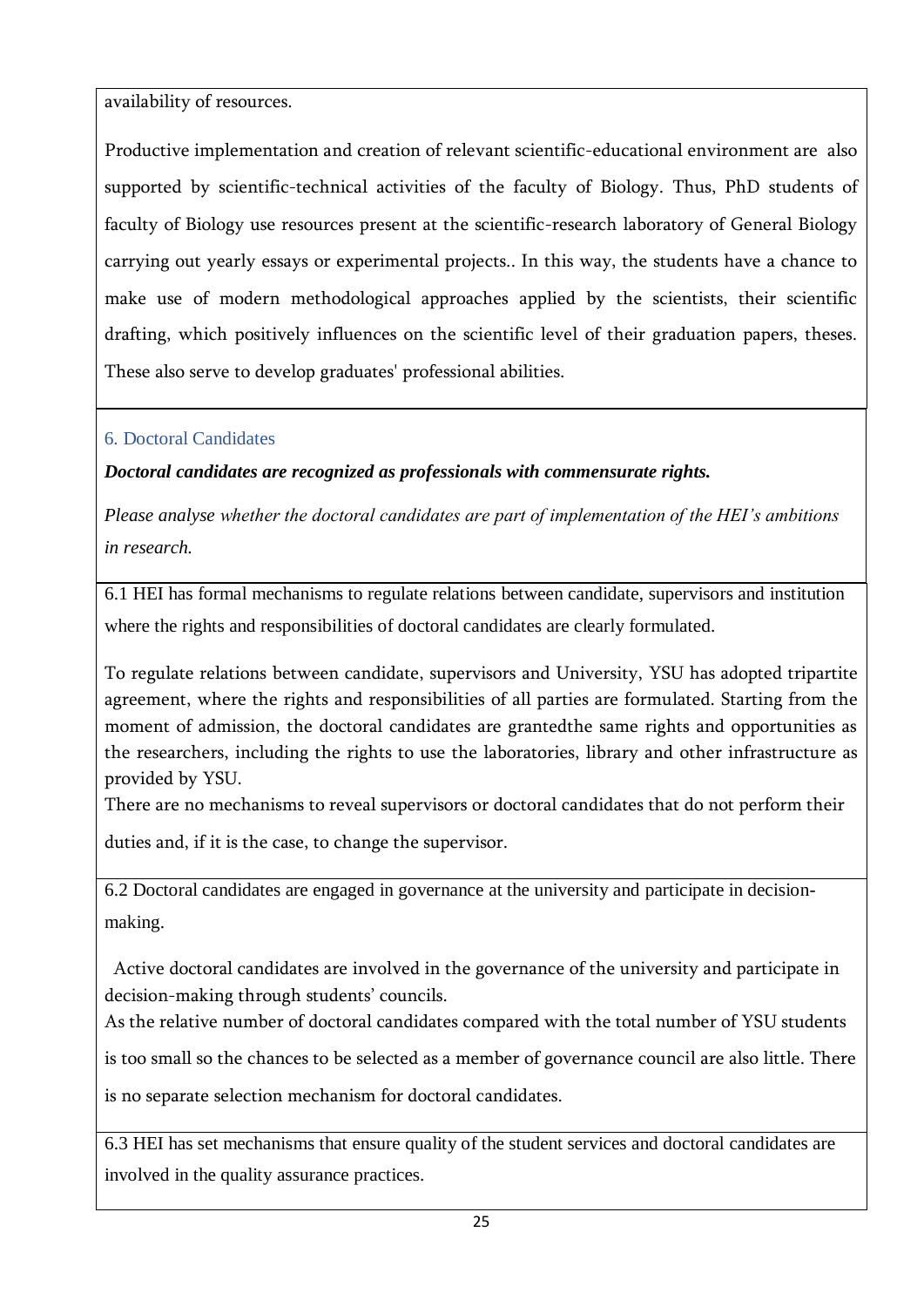availability of resources.

Productive implementation and creation of relevant scientific-educational environment are also supported by scientific-technical activities of the faculty of Biology. Thus, PhD students of faculty of Biology use resources present at the scientific-research laboratory of General Biology carrying out yearly essays or experimental projects.. In this way, the students have a chance to make use of modern methodological approaches applied by the scientists, their scientific drafting, which positively influences on the scientific level of their graduation papers, theses. These also serve to develop graduates' professional abilities.

## 6. Doctoral Candidates

***Doctoral candidates are recognized as professionals with commensurate rights.***

*Please analyse whether the doctoral candidates are part of implementation of the HEI's ambitions in research.*

6.1 HEI has formal mechanisms to regulate relations between candidate, supervisors and institution where the rights and responsibilities of doctoral candidates are clearly formulated.

To regulate relations between candidate, supervisors and University, YSU has adopted tripartite agreement, where the rights and responsibilities of all parties are formulated. Starting from the moment of admission, the doctoral candidates are grantedthe same rights and opportunities as the researchers, including the rights to use the laboratories, library and other infrastructure as provided by YSU.

There are no mechanisms to reveal supervisors or doctoral candidates that do not perform their duties and, if it is the case, to change the supervisor.

6.2 Doctoral candidates are engaged in governance at the university and participate in decision-making.

Active doctoral candidates are involved in the governance of the university and participate in decision-making through students' councils.

As the relative number of doctoral candidates compared with the total number of YSU students is too small so the chances to be selected as a member of governance council are also little. There is no separate selection mechanism for doctoral candidates.

6.3 HEI has set mechanisms that ensure quality of the student services and doctoral candidates are involved in the quality assurance practices.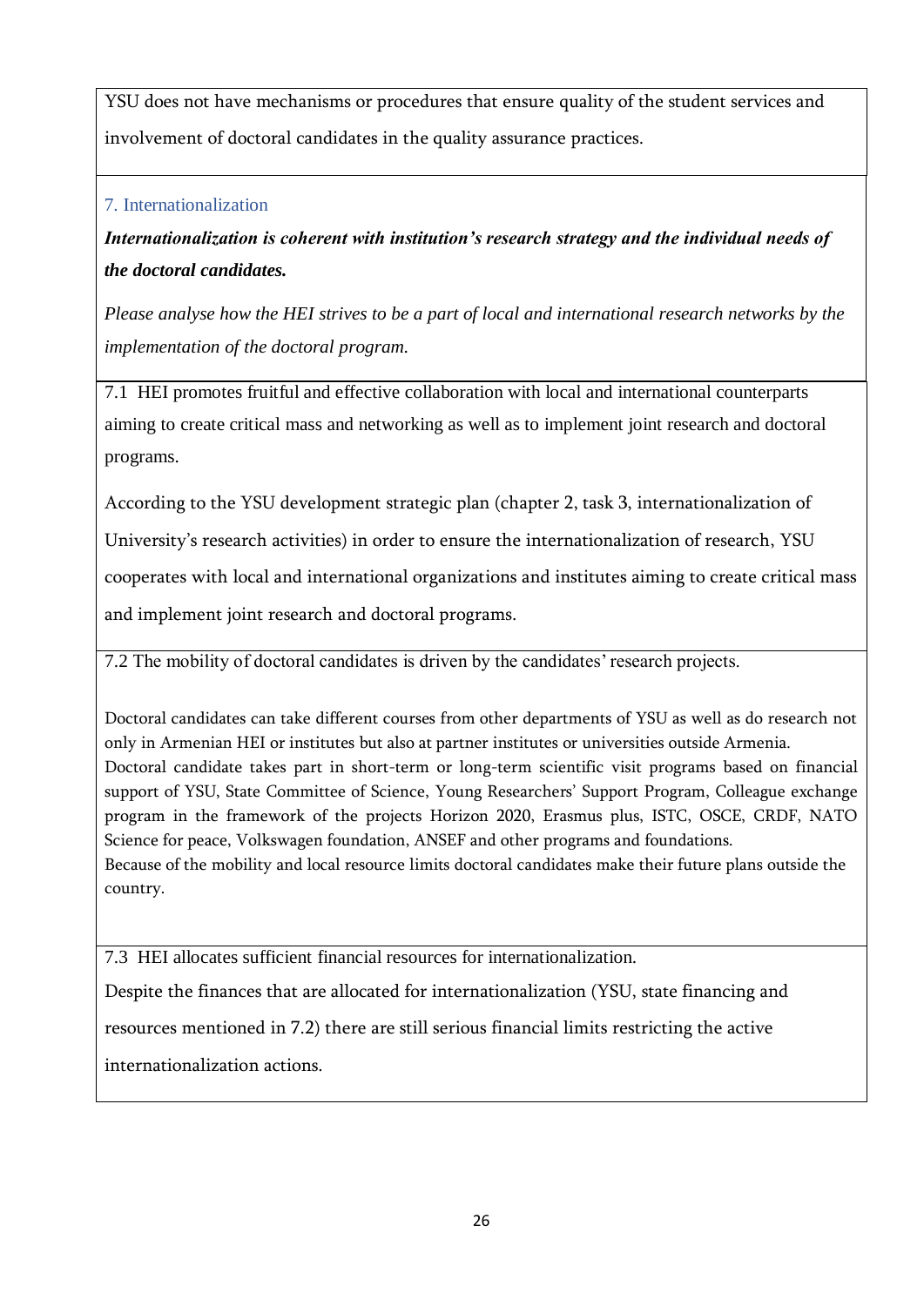YSU does not have mechanisms or procedures that ensure quality of the student services and involvement of doctoral candidates in the quality assurance practices.

### 7. Internationalization

***Internationalization is coherent with institution's research strategy and the individual needs of the doctoral candidates.***

*Please analyse how the HEI strives to be a part of local and international research networks by the implementation of the doctoral program.*

7.1 HEI promotes fruitful and effective collaboration with local and international counterparts aiming to create critical mass and networking as well as to implement joint research and doctoral programs.

According to the YSU development strategic plan (chapter 2, task 3, internationalization of University's research activities) in order to ensure the internationalization of research, YSU cooperates with local and international organizations and institutes aiming to create critical mass and implement joint research and doctoral programs.

7.2 The mobility of doctoral candidates is driven by the candidates' research projects.

Doctoral candidates can take different courses from other departments of YSU as well as do research not only in Armenian HEI or institutes but also at partner institutes or universities outside Armenia.
Doctoral candidate takes part in short-term or long-term scientific visit programs based on financial support of YSU, State Committee of Science, Young Researchers' Support Program, Colleague exchange program in the framework of the projects Horizon 2020, Erasmus plus, ISTC, OSCE, CRDF, NATO Science for peace, Volkswagen foundation, ANSEF and other programs and foundations.
Because of the mobility and local resource limits doctoral candidates make their future plans outside the country.

7.3 HEI allocates sufficient financial resources for internationalization.

Despite the finances that are allocated for internationalization (YSU, state financing and resources mentioned in 7.2) there are still serious financial limits restricting the active internationalization actions.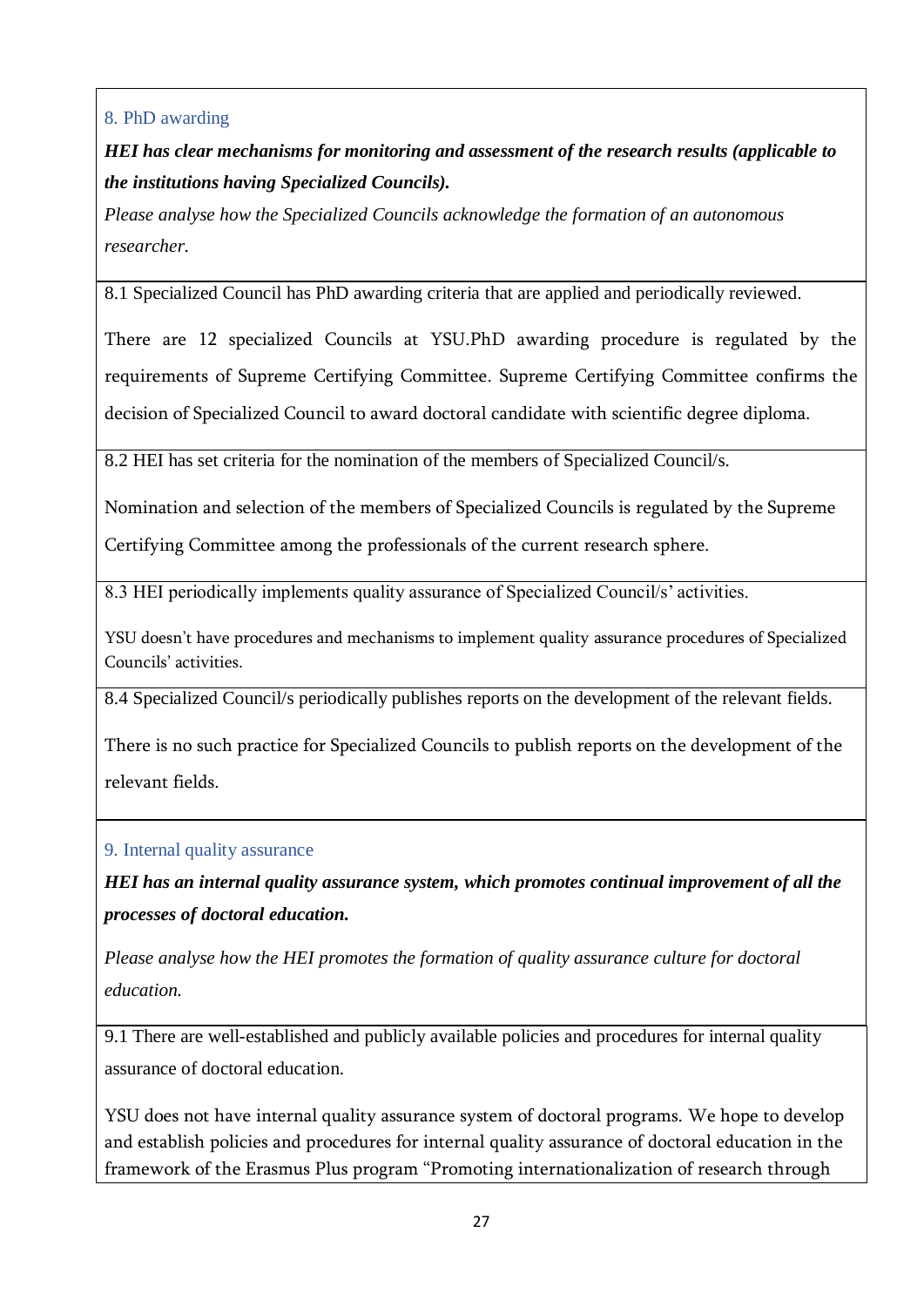## 8. PhD awarding

***HEI has clear mechanisms for monitoring and assessment of the research results (applicable to the institutions having Specialized Councils).***

*Please analyse how the Specialized Councils acknowledge the formation of an autonomous researcher.*

8.1 Specialized Council has PhD awarding criteria that are applied and periodically reviewed.

There are 12 specialized Councils at YSU.PhD awarding procedure is regulated by the requirements of Supreme Certifying Committee. Supreme Certifying Committee confirms the decision of Specialized Council to award doctoral candidate with scientific degree diploma.

8.2 HEI has set criteria for the nomination of the members of Specialized Council/s.

Nomination and selection of the members of Specialized Councils is regulated by the Supreme Certifying Committee among the professionals of the current research sphere.

8.3 HEI periodically implements quality assurance of Specialized Council/s' activities.

YSU doesn't have procedures and mechanisms to implement quality assurance procedures of Specialized Councils' activities.

8.4 Specialized Council/s periodically publishes reports on the development of the relevant fields.

There is no such practice for Specialized Councils to publish reports on the development of the relevant fields.

## 9. Internal quality assurance

***HEI has an internal quality assurance system, which promotes continual improvement of all the processes of doctoral education.***

*Please analyse how the HEI promotes the formation of quality assurance culture for doctoral education.*

9.1 There are well-established and publicly available policies and procedures for internal quality assurance of doctoral education.

YSU does not have internal quality assurance system of doctoral programs. We hope to develop and establish policies and procedures for internal quality assurance of doctoral education in the framework of the Erasmus Plus program "Promoting internationalization of research through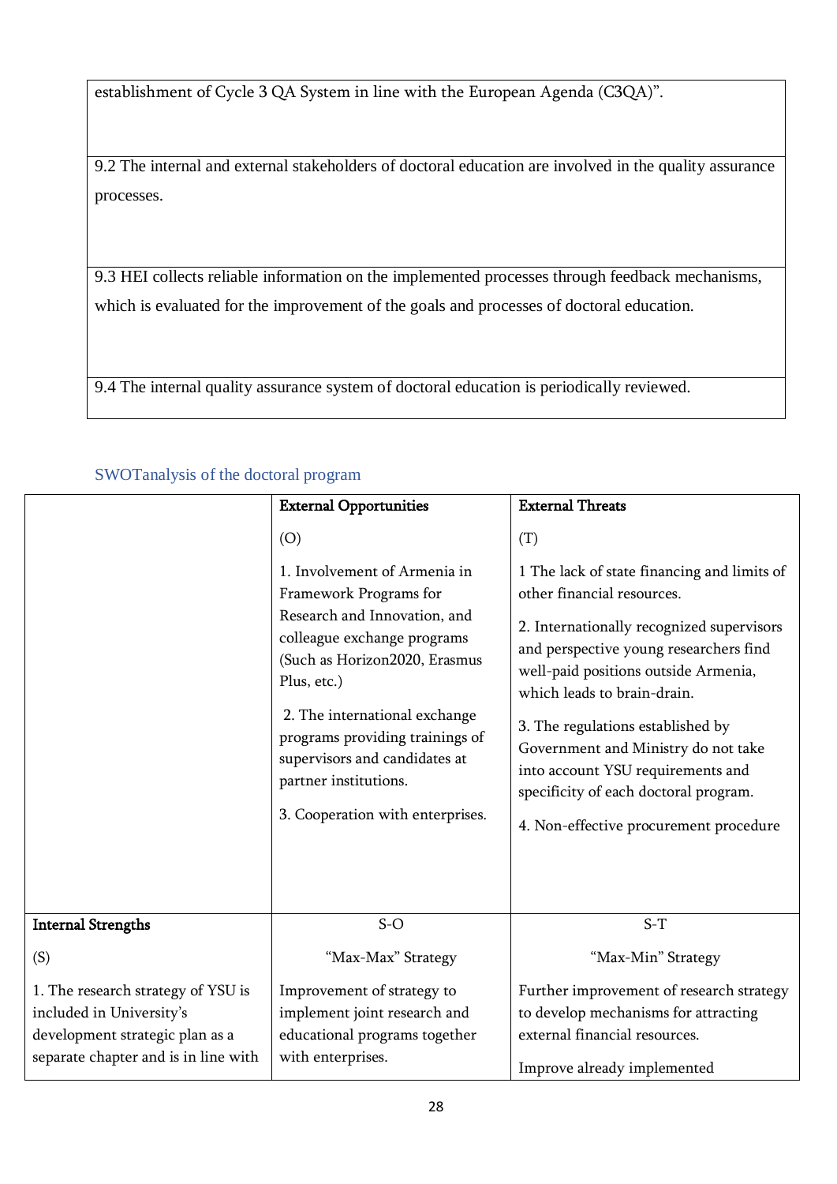| establishment of Cycle 3 QA System in line with the European Agenda (C3QA)”. |
| --- |
| 9.2 The internal and external stakeholders of doctoral education are involved in the quality assurance processes. |
| 9.3 HEI collects reliable information on the implemented processes through feedback mechanisms, which is evaluated for the improvement of the goals and processes of doctoral education. |
| 9.4 The internal quality assurance system of doctoral education is periodically reviewed. |

## SWOTanalysis of the doctoral program

| | **External Opportunities**<br><br>(O)<br><br>1. Involvement of Armenia in Framework Programs for Research and Innovation, and colleague exchange programs (Such as Horizon2020, Erasmus Plus, etc.)<br><br>2. The international exchange programs providing trainings of supervisors and candidates at partner institutions.<br><br>3. Cooperation with enterprises. | **External Threats**<br><br>(T)<br><br>1 The lack of state financing and limits of other financial resources.<br><br>2. Internationally recognized supervisors and perspective young researchers find well-paid positions outside Armenia, which leads to brain-drain.<br><br>3. The regulations established by Government and Ministry do not take into account YSU requirements and specificity of each doctoral program.<br><br>4. Non-effective procurement procedure |
| --- | --- | --- |
| **Internal Strengths**<br><br>(S)<br><br>1. The research strategy of YSU is included in University’s development strategic plan as a separate chapter and is in line with | S-O<br><br>“Max-Max” Strategy<br><br>Improvement of strategy to implement joint research and educational programs together with enterprises. | S-T<br><br>“Max-Min” Strategy<br><br>Further improvement of research strategy to develop mechanisms for attracting external financial resources.<br><br>Improve already implemented |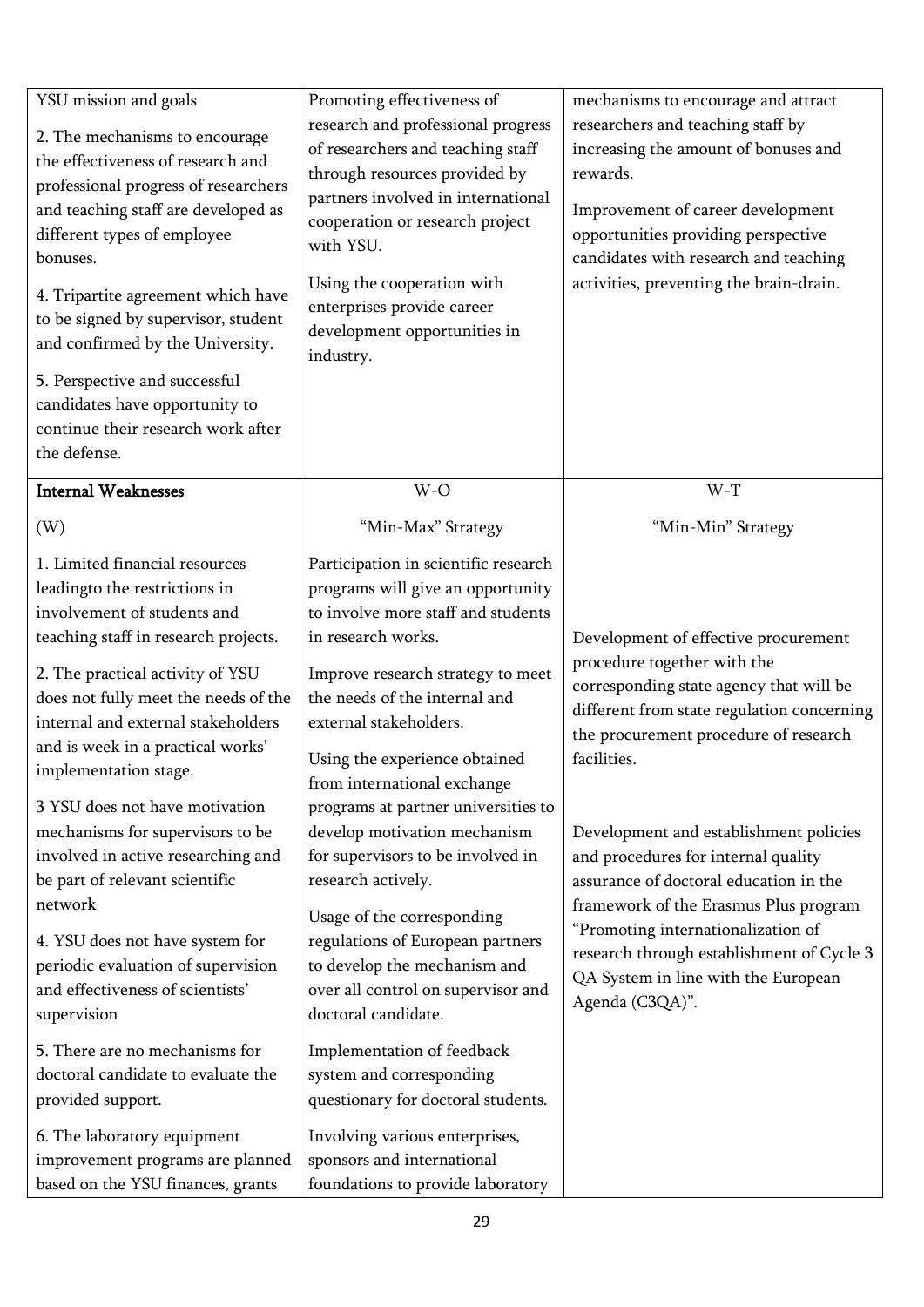| | | |
|---|---|---|
| YSU mission and goals<br><br>2. The mechanisms to encourage the effectiveness of research and professional progress of researchers and teaching staff are developed as different types of employee bonuses.<br><br>4. Tripartite agreement which have to be signed by supervisor, student and confirmed by the University.<br><br>5. Perspective and successful candidates have opportunity to continue their research work after the defense. | Promoting effectiveness of research and professional progress of researchers and teaching staff through resources provided by partners involved in international cooperation or research project with YSU.<br><br>Using the cooperation with enterprises provide career development opportunities in industry. | mechanisms to encourage and attract researchers and teaching staff by increasing the amount of bonuses and rewards.<br><br>Improvement of career development opportunities providing perspective candidates with research and teaching activities, preventing the brain-drain. |
| **Internal Weaknesses**<br><br>(W)<br><br>1. Limited financial resources leadingto the restrictions in involvement of students and teaching staff in research projects.<br><br>2. The practical activity of YSU does not fully meet the needs of the internal and external stakeholders and is week in a practical works' implementation stage.<br><br>3 YSU does not have motivation mechanisms for supervisors to be involved in active researching and be part of relevant scientific network<br><br>4. YSU does not have system for periodic evaluation of supervision and effectiveness of scientists' supervision<br><br>5. There are no mechanisms for doctoral candidate to evaluate the provided support.<br><br>6. The laboratory equipment improvement programs are planned based on the YSU finances, grants | W-O<br><br>"Min-Max" Strategy<br><br>Participation in scientific research programs will give an opportunity to involve more staff and students in research works.<br><br>Improve research strategy to meet the needs of the internal and external stakeholders.<br><br>Using the experience obtained from international exchange programs at partner universities to develop motivation mechanism for supervisors to be involved in research actively.<br><br>Usage of the corresponding regulations of European partners to develop the mechanism and over all control on supervisor and doctoral candidate.<br><br>Implementation of feedback system and corresponding questionary for doctoral students.<br><br>Involving various enterprises, sponsors and international foundations to provide laboratory | W-T<br><br>"Min-Min" Strategy<br><br>Development of effective procurement procedure together with the corresponding state agency that will be different from state regulation concerning the procurement procedure of research facilities.<br><br>Development and establishment policies and procedures for internal quality assurance of doctoral education in the framework of the Erasmus Plus program "Promoting internationalization of research through establishment of Cycle 3 QA System in line with the European Agenda (C3QA)". |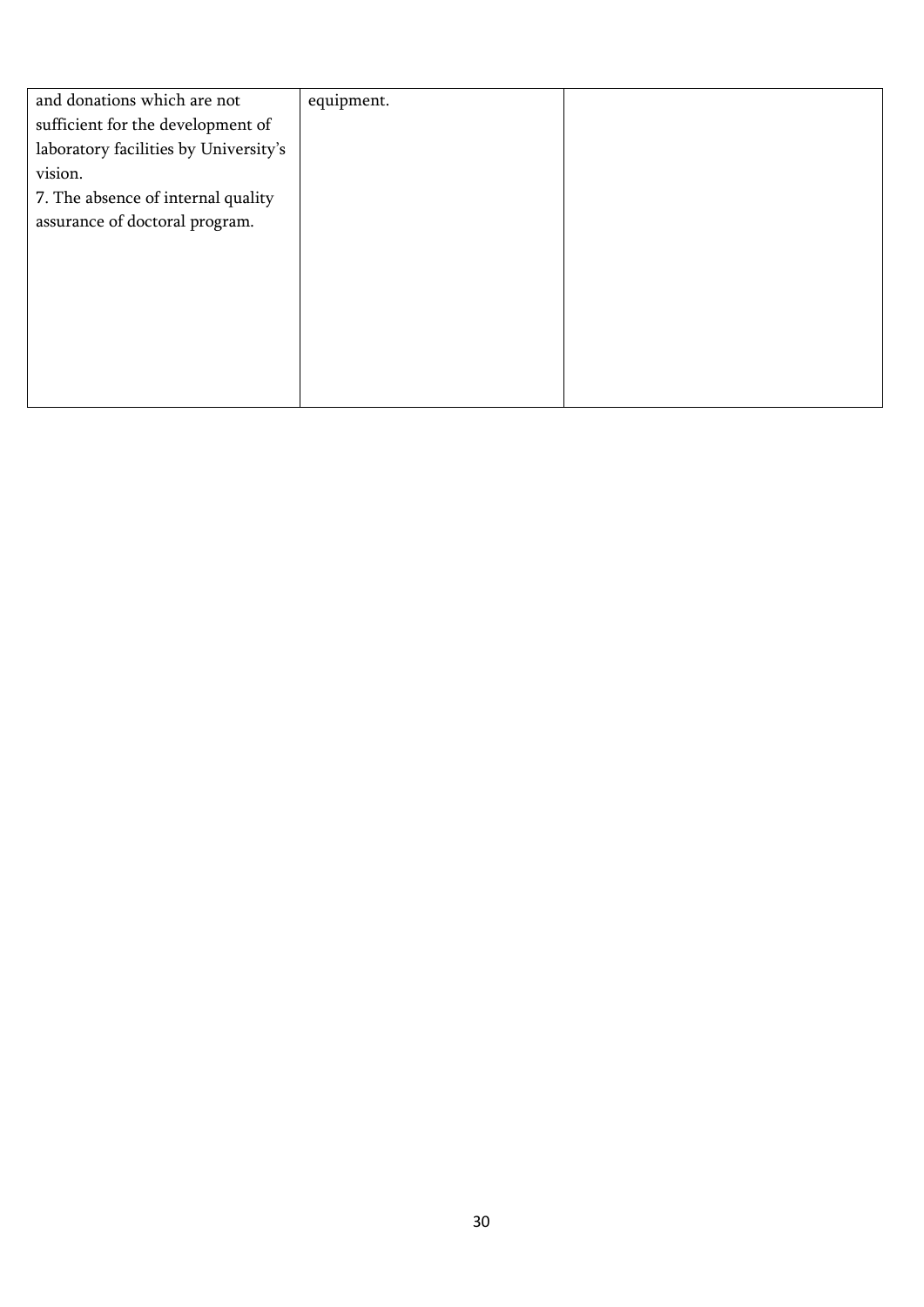| | | |
|---|---|---|
| and donations which are not sufficient for the development of laboratory facilities by University's vision.<br>7. The absence of internal quality assurance of doctoral program. | equipment. | |